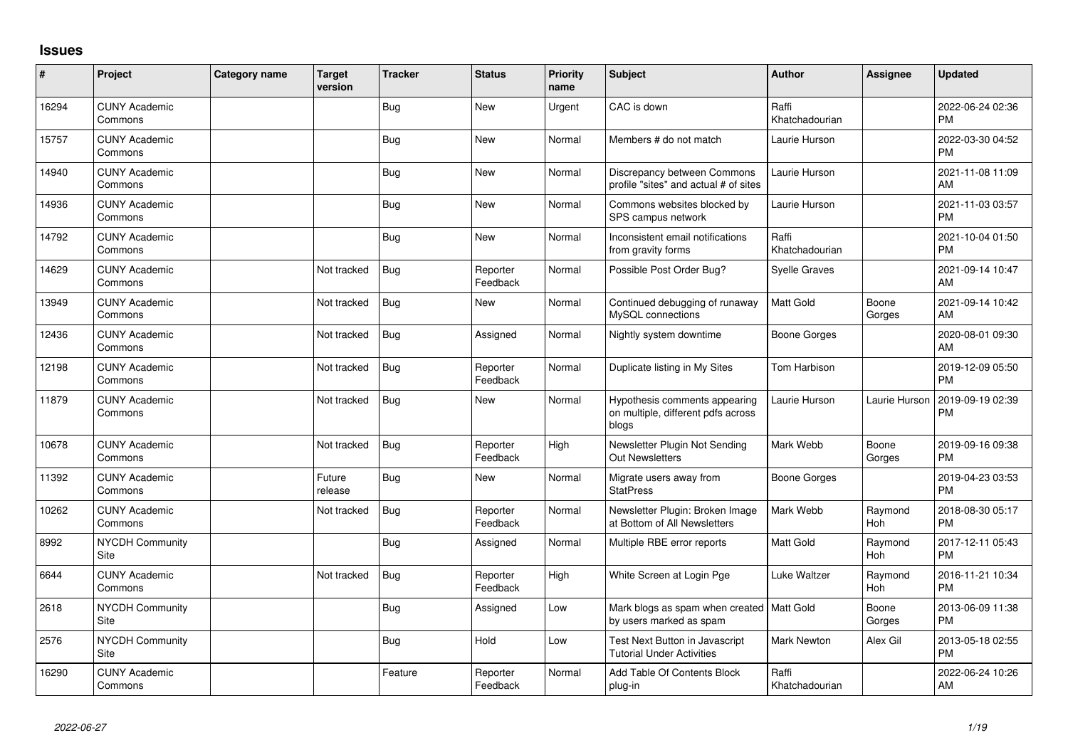# Issues

| # | Project | Category name | Target version | Tracker | Status | Priority name | Subject | Author | Assignee | Updated |
|---|---|---|---|---|---|---|---|---|---|---|
| 16294 | CUNY Academic Commons | | | Bug | New | Urgent | CAC is down | Raffi Khatchadourian | | 2022-06-24 02:36 PM |
| 15757 | CUNY Academic Commons | | | Bug | New | Normal | Members # do not match | Laurie Hurson | | 2022-03-30 04:52 PM |
| 14940 | CUNY Academic Commons | | | Bug | New | Normal | Discrepancy between Commons profile "sites" and actual # of sites | Laurie Hurson | | 2021-11-08 11:09 AM |
| 14936 | CUNY Academic Commons | | | Bug | New | Normal | Commons websites blocked by SPS campus network | Laurie Hurson | | 2021-11-03 03:57 PM |
| 14792 | CUNY Academic Commons | | | Bug | New | Normal | Inconsistent email notifications from gravity forms | Raffi Khatchadourian | | 2021-10-04 01:50 PM |
| 14629 | CUNY Academic Commons | | Not tracked | Bug | Reporter Feedback | Normal | Possible Post Order Bug? | Syelle Graves | | 2021-09-14 10:47 AM |
| 13949 | CUNY Academic Commons | | Not tracked | Bug | New | Normal | Continued debugging of runaway MySQL connections | Matt Gold | Boone Gorges | 2021-09-14 10:42 AM |
| 12436 | CUNY Academic Commons | | Not tracked | Bug | Assigned | Normal | Nightly system downtime | Boone Gorges | | 2020-08-01 09:30 AM |
| 12198 | CUNY Academic Commons | | Not tracked | Bug | Reporter Feedback | Normal | Duplicate listing in My Sites | Tom Harbison | | 2019-12-09 05:50 PM |
| 11879 | CUNY Academic Commons | | Not tracked | Bug | New | Normal | Hypothesis comments appearing on multiple, different pdfs across blogs | Laurie Hurson | Laurie Hurson | 2019-09-19 02:39 PM |
| 10678 | CUNY Academic Commons | | Not tracked | Bug | Reporter Feedback | High | Newsletter Plugin Not Sending Out Newsletters | Mark Webb | Boone Gorges | 2019-09-16 09:38 PM |
| 11392 | CUNY Academic Commons | | Future release | Bug | New | Normal | Migrate users away from StatPress | Boone Gorges | | 2019-04-23 03:53 PM |
| 10262 | CUNY Academic Commons | | Not tracked | Bug | Reporter Feedback | Normal | Newsletter Plugin: Broken Image at Bottom of All Newsletters | Mark Webb | Raymond Hoh | 2018-08-30 05:17 PM |
| 8992 | NYCDH Community Site | | | Bug | Assigned | Normal | Multiple RBE error reports | Matt Gold | Raymond Hoh | 2017-12-11 05:43 PM |
| 6644 | CUNY Academic Commons | | Not tracked | Bug | Reporter Feedback | High | White Screen at Login Pge | Luke Waltzer | Raymond Hoh | 2016-11-21 10:34 PM |
| 2618 | NYCDH Community Site | | | Bug | Assigned | Low | Mark blogs as spam when created by users marked as spam | Matt Gold | Boone Gorges | 2013-06-09 11:38 PM |
| 2576 | NYCDH Community Site | | | Bug | Hold | Low | Test Next Button in Javascript Tutorial Under Activities | Mark Newton | Alex Gil | 2013-05-18 02:55 PM |
| 16290 | CUNY Academic Commons | | | Feature | Reporter Feedback | Normal | Add Table Of Contents Block plug-in | Raffi Khatchadourian | | 2022-06-24 10:26 AM |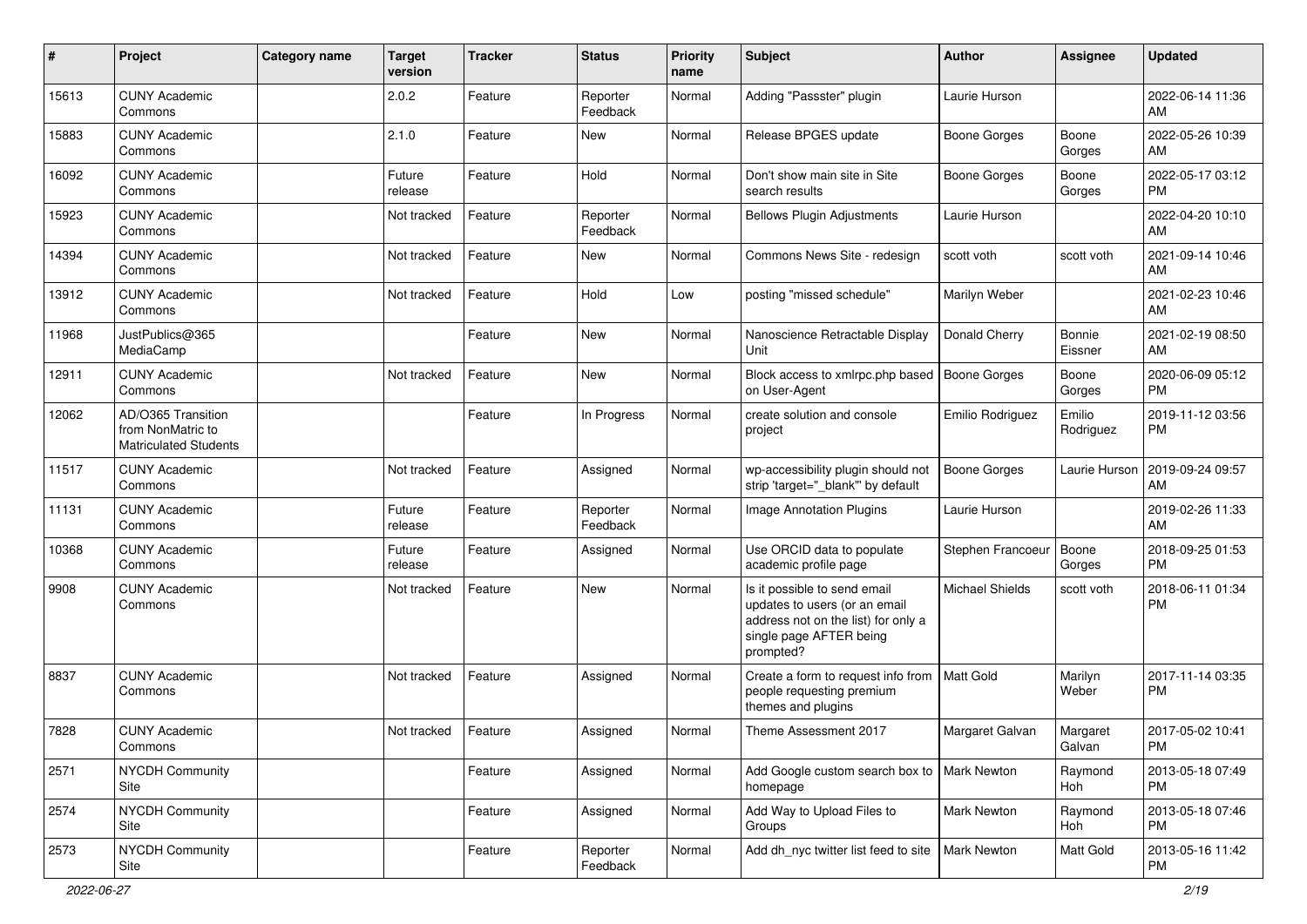| # | Project | Category name | Target version | Tracker | Status | Priority name | Subject | Author | Assignee | Updated |
|---|---|---|---|---|---|---|---|---|---|---|
| 15613 | CUNY Academic Commons | | 2.0.2 | Feature | Reporter Feedback | Normal | Adding "Passster" plugin | Laurie Hurson | | 2022-06-14 11:36 AM |
| 15883 | CUNY Academic Commons | | 2.1.0 | Feature | New | Normal | Release BPGES update | Boone Gorges | Boone Gorges | 2022-05-26 10:39 AM |
| 16092 | CUNY Academic Commons | | Future release | Feature | Hold | Normal | Don't show main site in Site search results | Boone Gorges | Boone Gorges | 2022-05-17 03:12 PM |
| 15923 | CUNY Academic Commons | | Not tracked | Feature | Reporter Feedback | Normal | Bellows Plugin Adjustments | Laurie Hurson | | 2022-04-20 10:10 AM |
| 14394 | CUNY Academic Commons | | Not tracked | Feature | New | Normal | Commons News Site - redesign | scott voth | scott voth | 2021-09-14 10:46 AM |
| 13912 | CUNY Academic Commons | | Not tracked | Feature | Hold | Low | posting "missed schedule" | Marilyn Weber | | 2021-02-23 10:46 AM |
| 11968 | JustPublics@365 MediaCamp | | | Feature | New | Normal | Nanoscience Retractable Display Unit | Donald Cherry | Bonnie Eissner | 2021-02-19 08:50 AM |
| 12911 | CUNY Academic Commons | | Not tracked | Feature | New | Normal | Block access to xmlrpc.php based on User-Agent | Boone Gorges | Boone Gorges | 2020-06-09 05:12 PM |
| 12062 | AD/O365 Transition from NonMatric to Matriculated Students | | | Feature | In Progress | Normal | create solution and console project | Emilio Rodriguez | Emilio Rodriguez | 2019-11-12 03:56 PM |
| 11517 | CUNY Academic Commons | | Not tracked | Feature | Assigned | Normal | wp-accessibility plugin should not strip 'target="_blank"' by default | Boone Gorges | Laurie Hurson | 2019-09-24 09:57 AM |
| 11131 | CUNY Academic Commons | | Future release | Feature | Reporter Feedback | Normal | Image Annotation Plugins | Laurie Hurson | | 2019-02-26 11:33 AM |
| 10368 | CUNY Academic Commons | | Future release | Feature | Assigned | Normal | Use ORCID data to populate academic profile page | Stephen Francoeur | Boone Gorges | 2018-09-25 01:53 PM |
| 9908 | CUNY Academic Commons | | Not tracked | Feature | New | Normal | Is it possible to send email updates to users (or an email address not on the list) for only a single page AFTER being prompted? | Michael Shields | scott voth | 2018-06-11 01:34 PM |
| 8837 | CUNY Academic Commons | | Not tracked | Feature | Assigned | Normal | Create a form to request info from people requesting premium themes and plugins | Matt Gold | Marilyn Weber | 2017-11-14 03:35 PM |
| 7828 | CUNY Academic Commons | | Not tracked | Feature | Assigned | Normal | Theme Assessment 2017 | Margaret Galvan | Margaret Galvan | 2017-05-02 10:41 PM |
| 2571 | NYCDH Community Site | | | Feature | Assigned | Normal | Add Google custom search box to homepage | Mark Newton | Raymond Hoh | 2013-05-18 07:49 PM |
| 2574 | NYCDH Community Site | | | Feature | Assigned | Normal | Add Way to Upload Files to Groups | Mark Newton | Raymond Hoh | 2013-05-18 07:46 PM |
| 2573 | NYCDH Community Site | | | Feature | Reporter Feedback | Normal | Add dh_nyc twitter list feed to site | Mark Newton | Matt Gold | 2013-05-16 11:42 PM |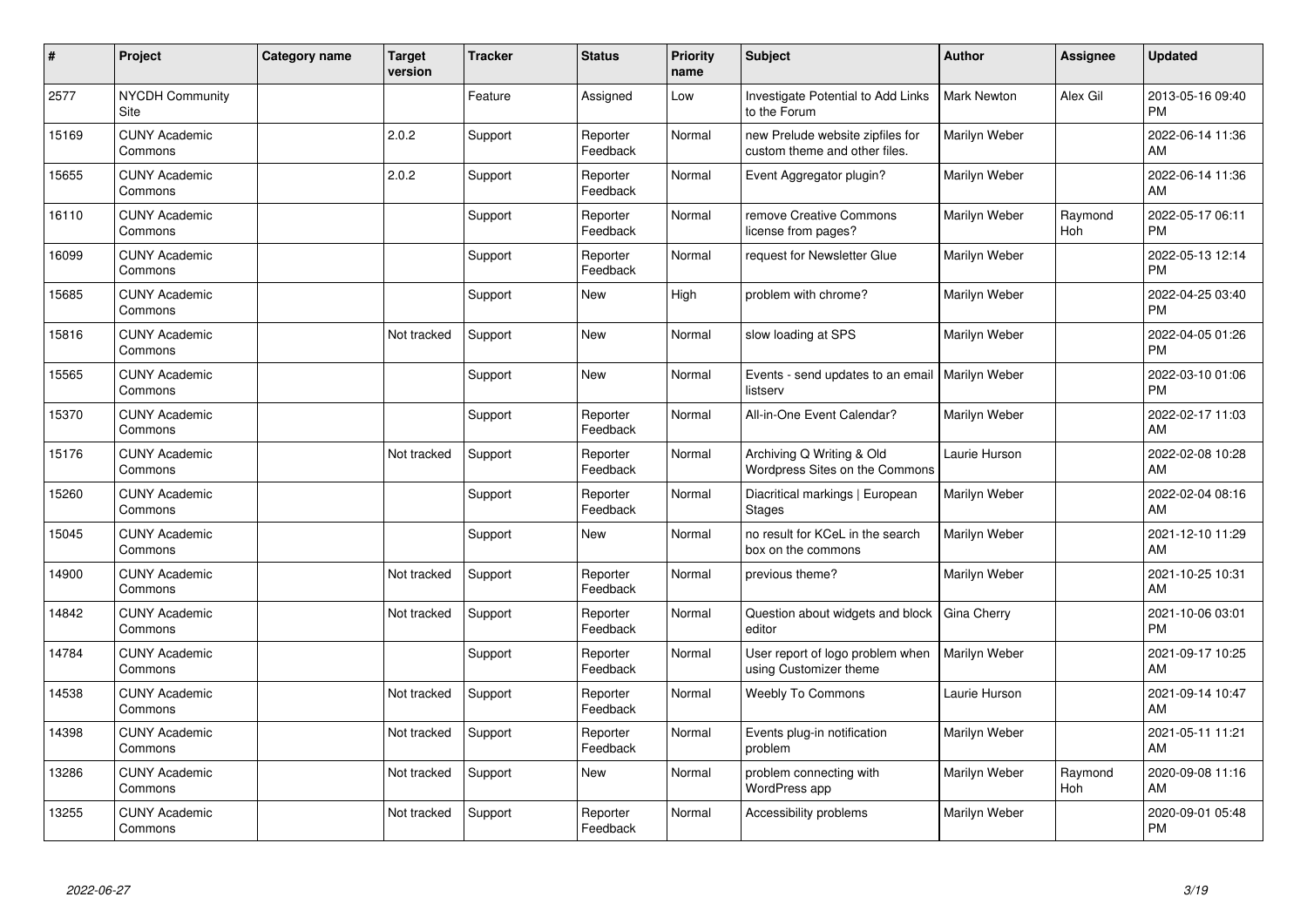| # | Project | Category name | Target version | Tracker | Status | Priority name | Subject | Author | Assignee | Updated |
|---|---|---|---|---|---|---|---|---|---|---|
| 2577 | NYCDH Community Site | | | Feature | Assigned | Low | Investigate Potential to Add Links to the Forum | Mark Newton | Alex Gil | 2013-05-16 09:40 PM |
| 15169 | CUNY Academic Commons | | 2.0.2 | Support | Reporter Feedback | Normal | new Prelude website zipfiles for custom theme and other files. | Marilyn Weber | | 2022-06-14 11:36 AM |
| 15655 | CUNY Academic Commons | | 2.0.2 | Support | Reporter Feedback | Normal | Event Aggregator plugin? | Marilyn Weber | | 2022-06-14 11:36 AM |
| 16110 | CUNY Academic Commons | | | Support | Reporter Feedback | Normal | remove Creative Commons license from pages? | Marilyn Weber | Raymond Hoh | 2022-05-17 06:11 PM |
| 16099 | CUNY Academic Commons | | | Support | Reporter Feedback | Normal | request for Newsletter Glue | Marilyn Weber | | 2022-05-13 12:14 PM |
| 15685 | CUNY Academic Commons | | | Support | New | High | problem with chrome? | Marilyn Weber | | 2022-04-25 03:40 PM |
| 15816 | CUNY Academic Commons | | Not tracked | Support | New | Normal | slow loading at SPS | Marilyn Weber | | 2022-04-05 01:26 PM |
| 15565 | CUNY Academic Commons | | | Support | New | Normal | Events - send updates to an email listserv | Marilyn Weber | | 2022-03-10 01:06 PM |
| 15370 | CUNY Academic Commons | | | Support | Reporter Feedback | Normal | All-in-One Event Calendar? | Marilyn Weber | | 2022-02-17 11:03 AM |
| 15176 | CUNY Academic Commons | | Not tracked | Support | Reporter Feedback | Normal | Archiving Q Writing & Old Wordpress Sites on the Commons | Laurie Hurson | | 2022-02-08 10:28 AM |
| 15260 | CUNY Academic Commons | | | Support | Reporter Feedback | Normal | Diacritical markings \| European Stages | Marilyn Weber | | 2022-02-04 08:16 AM |
| 15045 | CUNY Academic Commons | | | Support | New | Normal | no result for KCeL in the search box on the commons | Marilyn Weber | | 2021-12-10 11:29 AM |
| 14900 | CUNY Academic Commons | | Not tracked | Support | Reporter Feedback | Normal | previous theme? | Marilyn Weber | | 2021-10-25 10:31 AM |
| 14842 | CUNY Academic Commons | | Not tracked | Support | Reporter Feedback | Normal | Question about widgets and block editor | Gina Cherry | | 2021-10-06 03:01 PM |
| 14784 | CUNY Academic Commons | | | Support | Reporter Feedback | Normal | User report of logo problem when using Customizer theme | Marilyn Weber | | 2021-09-17 10:25 AM |
| 14538 | CUNY Academic Commons | | Not tracked | Support | Reporter Feedback | Normal | Weebly To Commons | Laurie Hurson | | 2021-09-14 10:47 AM |
| 14398 | CUNY Academic Commons | | Not tracked | Support | Reporter Feedback | Normal | Events plug-in notification problem | Marilyn Weber | | 2021-05-11 11:21 AM |
| 13286 | CUNY Academic Commons | | Not tracked | Support | New | Normal | problem connecting with WordPress app | Marilyn Weber | Raymond Hoh | 2020-09-08 11:16 AM |
| 13255 | CUNY Academic Commons | | Not tracked | Support | Reporter Feedback | Normal | Accessibility problems | Marilyn Weber | | 2020-09-01 05:48 PM |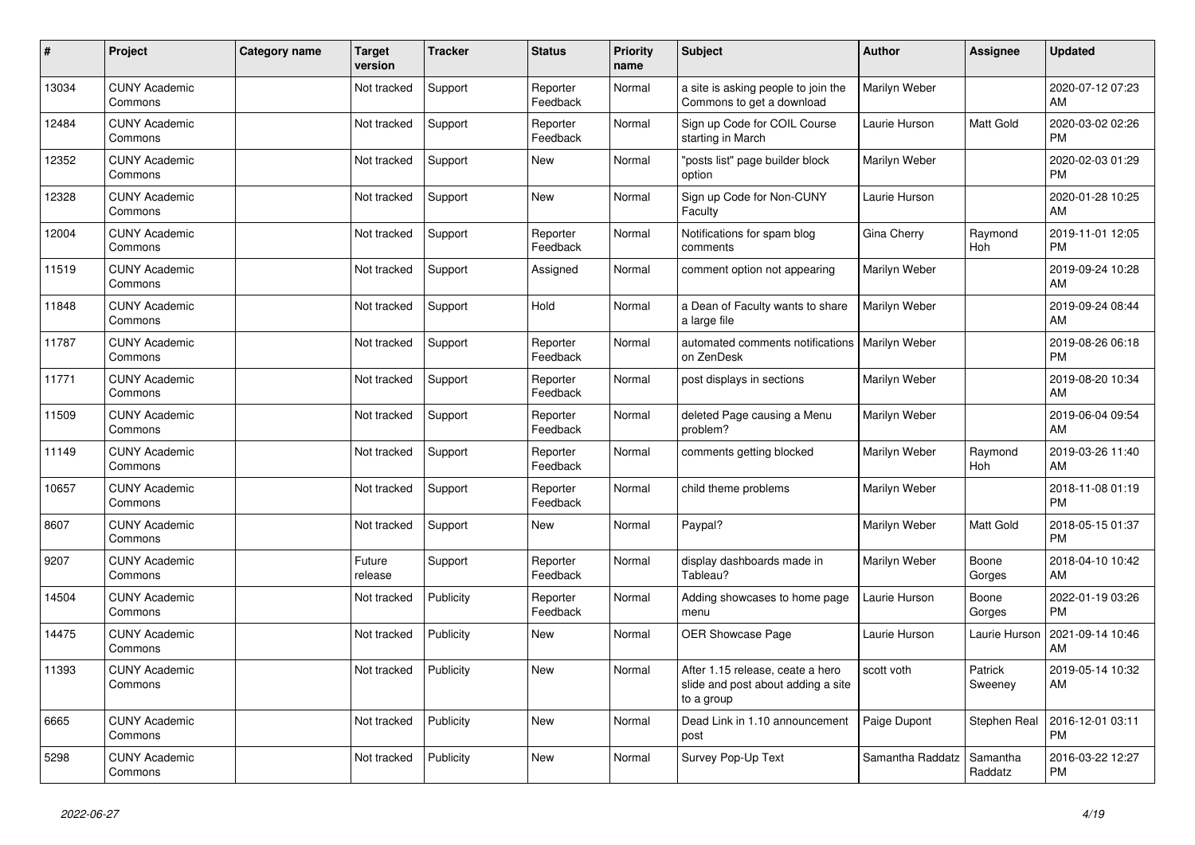| # | Project | Category name | Target version | Tracker | Status | Priority name | Subject | Author | Assignee | Updated |
|---|---|---|---|---|---|---|---|---|---|---|
| 13034 | CUNY Academic Commons | | Not tracked | Support | Reporter Feedback | Normal | a site is asking people to join the Commons to get a download | Marilyn Weber | | 2020-07-12 07:23 AM |
| 12484 | CUNY Academic Commons | | Not tracked | Support | Reporter Feedback | Normal | Sign up Code for COIL Course starting in March | Laurie Hurson | Matt Gold | 2020-03-02 02:26 PM |
| 12352 | CUNY Academic Commons | | Not tracked | Support | New | Normal | "posts list" page builder block option | Marilyn Weber | | 2020-02-03 01:29 PM |
| 12328 | CUNY Academic Commons | | Not tracked | Support | New | Normal | Sign up Code for Non-CUNY Faculty | Laurie Hurson | | 2020-01-28 10:25 AM |
| 12004 | CUNY Academic Commons | | Not tracked | Support | Reporter Feedback | Normal | Notifications for spam blog comments | Gina Cherry | Raymond Hoh | 2019-11-01 12:05 PM |
| 11519 | CUNY Academic Commons | | Not tracked | Support | Assigned | Normal | comment option not appearing | Marilyn Weber | | 2019-09-24 10:28 AM |
| 11848 | CUNY Academic Commons | | Not tracked | Support | Hold | Normal | a Dean of Faculty wants to share a large file | Marilyn Weber | | 2019-09-24 08:44 AM |
| 11787 | CUNY Academic Commons | | Not tracked | Support | Reporter Feedback | Normal | automated comments notifications on ZenDesk | Marilyn Weber | | 2019-08-26 06:18 PM |
| 11771 | CUNY Academic Commons | | Not tracked | Support | Reporter Feedback | Normal | post displays in sections | Marilyn Weber | | 2019-08-20 10:34 AM |
| 11509 | CUNY Academic Commons | | Not tracked | Support | Reporter Feedback | Normal | deleted Page causing a Menu problem? | Marilyn Weber | | 2019-06-04 09:54 AM |
| 11149 | CUNY Academic Commons | | Not tracked | Support | Reporter Feedback | Normal | comments getting blocked | Marilyn Weber | Raymond Hoh | 2019-03-26 11:40 AM |
| 10657 | CUNY Academic Commons | | Not tracked | Support | Reporter Feedback | Normal | child theme problems | Marilyn Weber | | 2018-11-08 01:19 PM |
| 8607 | CUNY Academic Commons | | Not tracked | Support | New | Normal | Paypal? | Marilyn Weber | Matt Gold | 2018-05-15 01:37 PM |
| 9207 | CUNY Academic Commons | | Future release | Support | Reporter Feedback | Normal | display dashboards made in Tableau? | Marilyn Weber | Boone Gorges | 2018-04-10 10:42 AM |
| 14504 | CUNY Academic Commons | | Not tracked | Publicity | Reporter Feedback | Normal | Adding showcases to home page menu | Laurie Hurson | Boone Gorges | 2022-01-19 03:26 PM |
| 14475 | CUNY Academic Commons | | Not tracked | Publicity | New | Normal | OER Showcase Page | Laurie Hurson | Laurie Hurson | 2021-09-14 10:46 AM |
| 11393 | CUNY Academic Commons | | Not tracked | Publicity | New | Normal | After 1.15 release, ceate a hero slide and post about adding a site to a group | scott voth | Patrick Sweeney | 2019-05-14 10:32 AM |
| 6665 | CUNY Academic Commons | | Not tracked | Publicity | New | Normal | Dead Link in 1.10 announcement post | Paige Dupont | Stephen Real | 2016-12-01 03:11 PM |
| 5298 | CUNY Academic Commons | | Not tracked | Publicity | New | Normal | Survey Pop-Up Text | Samantha Raddatz | Samantha Raddatz | 2016-03-22 12:27 PM |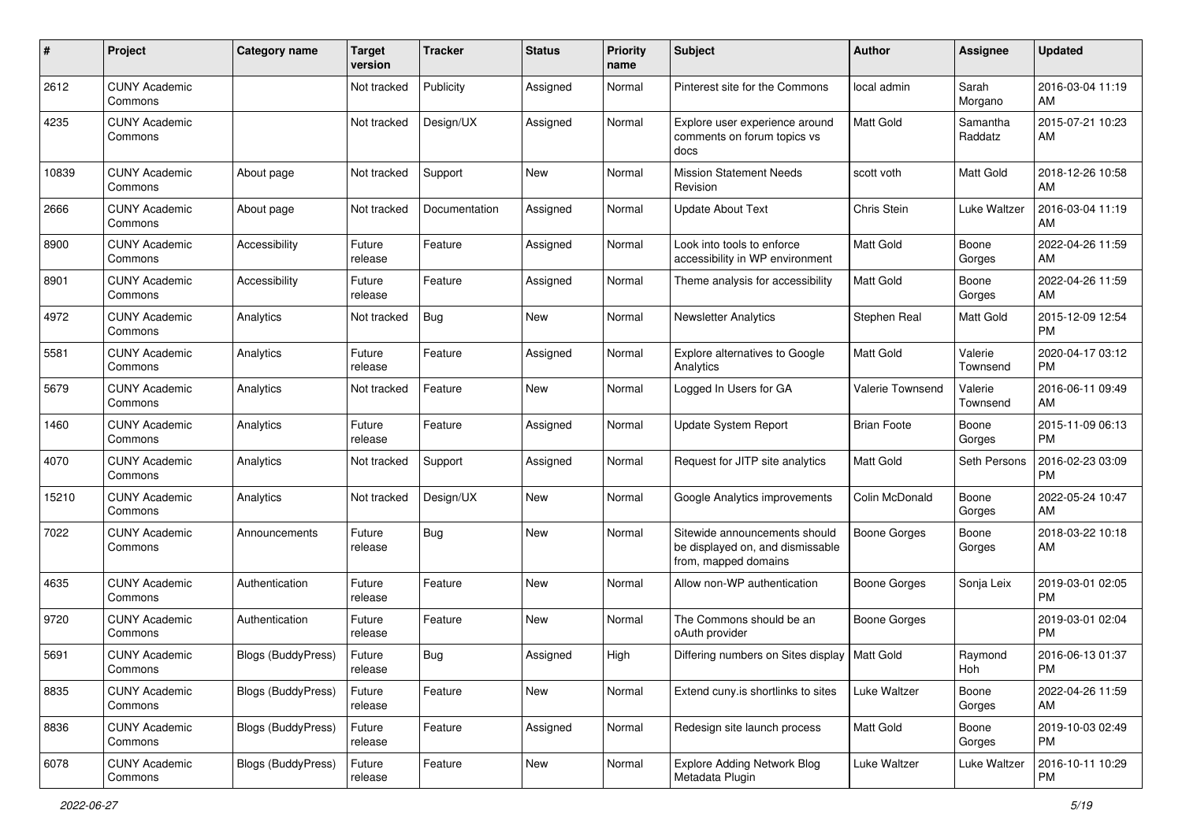| # | Project | Category name | Target version | Tracker | Status | Priority name | Subject | Author | Assignee | Updated |
|---|---|---|---|---|---|---|---|---|---|---|
| 2612 | CUNY Academic Commons | | Not tracked | Publicity | Assigned | Normal | Pinterest site for the Commons | local admin | Sarah Morgano | 2016-03-04 11:19 AM |
| 4235 | CUNY Academic Commons | | Not tracked | Design/UX | Assigned | Normal | Explore user experience around comments on forum topics vs docs | Matt Gold | Samantha Raddatz | 2015-07-21 10:23 AM |
| 10839 | CUNY Academic Commons | About page | Not tracked | Support | New | Normal | Mission Statement Needs Revision | scott voth | Matt Gold | 2018-12-26 10:58 AM |
| 2666 | CUNY Academic Commons | About page | Not tracked | Documentation | Assigned | Normal | Update About Text | Chris Stein | Luke Waltzer | 2016-03-04 11:19 AM |
| 8900 | CUNY Academic Commons | Accessibility | Future release | Feature | Assigned | Normal | Look into tools to enforce accessibility in WP environment | Matt Gold | Boone Gorges | 2022-04-26 11:59 AM |
| 8901 | CUNY Academic Commons | Accessibility | Future release | Feature | Assigned | Normal | Theme analysis for accessibility | Matt Gold | Boone Gorges | 2022-04-26 11:59 AM |
| 4972 | CUNY Academic Commons | Analytics | Not tracked | Bug | New | Normal | Newsletter Analytics | Stephen Real | Matt Gold | 2015-12-09 12:54 PM |
| 5581 | CUNY Academic Commons | Analytics | Future release | Feature | Assigned | Normal | Explore alternatives to Google Analytics | Matt Gold | Valerie Townsend | 2020-04-17 03:12 PM |
| 5679 | CUNY Academic Commons | Analytics | Not tracked | Feature | New | Normal | Logged In Users for GA | Valerie Townsend | Valerie Townsend | 2016-06-11 09:49 AM |
| 1460 | CUNY Academic Commons | Analytics | Future release | Feature | Assigned | Normal | Update System Report | Brian Foote | Boone Gorges | 2015-11-09 06:13 PM |
| 4070 | CUNY Academic Commons | Analytics | Not tracked | Support | Assigned | Normal | Request for JITP site analytics | Matt Gold | Seth Persons | 2016-02-23 03:09 PM |
| 15210 | CUNY Academic Commons | Analytics | Not tracked | Design/UX | New | Normal | Google Analytics improvements | Colin McDonald | Boone Gorges | 2022-05-24 10:47 AM |
| 7022 | CUNY Academic Commons | Announcements | Future release | Bug | New | Normal | Sitewide announcements should be displayed on, and dismissable from, mapped domains | Boone Gorges | Boone Gorges | 2018-03-22 10:18 AM |
| 4635 | CUNY Academic Commons | Authentication | Future release | Feature | New | Normal | Allow non-WP authentication | Boone Gorges | Sonja Leix | 2019-03-01 02:05 PM |
| 9720 | CUNY Academic Commons | Authentication | Future release | Feature | New | Normal | The Commons should be an oAuth provider | Boone Gorges | | 2019-03-01 02:04 PM |
| 5691 | CUNY Academic Commons | Blogs (BuddyPress) | Future release | Bug | Assigned | High | Differing numbers on Sites display | Matt Gold | Raymond Hoh | 2016-06-13 01:37 PM |
| 8835 | CUNY Academic Commons | Blogs (BuddyPress) | Future release | Feature | New | Normal | Extend cuny.is shortlinks to sites | Luke Waltzer | Boone Gorges | 2022-04-26 11:59 AM |
| 8836 | CUNY Academic Commons | Blogs (BuddyPress) | Future release | Feature | Assigned | Normal | Redesign site launch process | Matt Gold | Boone Gorges | 2019-10-03 02:49 PM |
| 6078 | CUNY Academic Commons | Blogs (BuddyPress) | Future release | Feature | New | Normal | Explore Adding Network Blog Metadata Plugin | Luke Waltzer | Luke Waltzer | 2016-10-11 10:29 PM |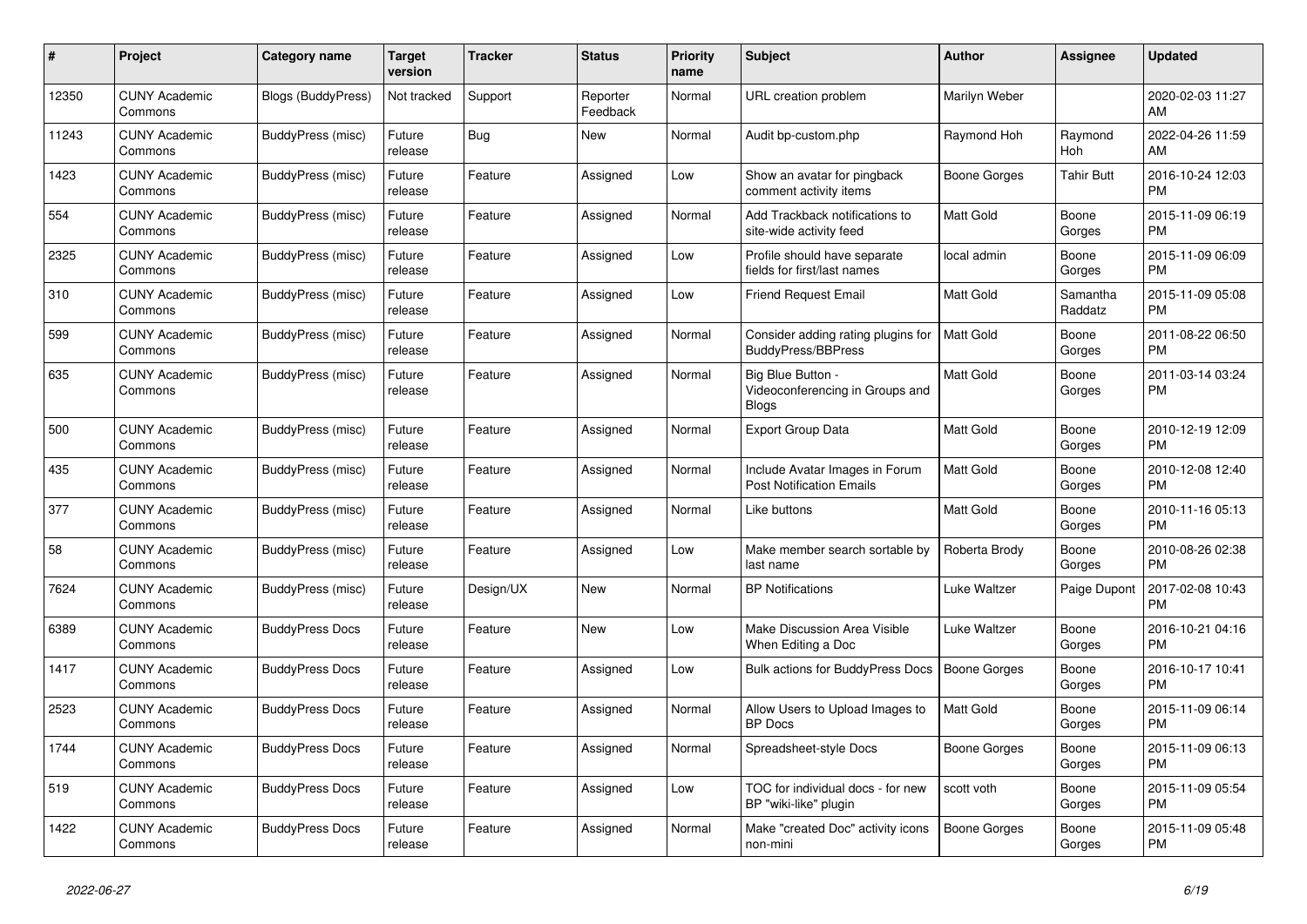| # | Project | Category name | Target version | Tracker | Status | Priority name | Subject | Author | Assignee | Updated |
|---|---|---|---|---|---|---|---|---|---|---|
| 12350 | CUNY Academic Commons | Blogs (BuddyPress) | Not tracked | Support | Reporter Feedback | Normal | URL creation problem | Marilyn Weber | | 2020-02-03 11:27 AM |
| 11243 | CUNY Academic Commons | BuddyPress (misc) | Future release | Bug | New | Normal | Audit bp-custom.php | Raymond Hoh | Raymond Hoh | 2022-04-26 11:59 AM |
| 1423 | CUNY Academic Commons | BuddyPress (misc) | Future release | Feature | Assigned | Low | Show an avatar for pingback comment activity items | Boone Gorges | Tahir Butt | 2016-10-24 12:03 PM |
| 554 | CUNY Academic Commons | BuddyPress (misc) | Future release | Feature | Assigned | Normal | Add Trackback notifications to site-wide activity feed | Matt Gold | Boone Gorges | 2015-11-09 06:19 PM |
| 2325 | CUNY Academic Commons | BuddyPress (misc) | Future release | Feature | Assigned | Low | Profile should have separate fields for first/last names | local admin | Boone Gorges | 2015-11-09 06:09 PM |
| 310 | CUNY Academic Commons | BuddyPress (misc) | Future release | Feature | Assigned | Low | Friend Request Email | Matt Gold | Samantha Raddatz | 2015-11-09 05:08 PM |
| 599 | CUNY Academic Commons | BuddyPress (misc) | Future release | Feature | Assigned | Normal | Consider adding rating plugins for BuddyPress/BBPress | Matt Gold | Boone Gorges | 2011-08-22 06:50 PM |
| 635 | CUNY Academic Commons | BuddyPress (misc) | Future release | Feature | Assigned | Normal | Big Blue Button - Videoconferencing in Groups and Blogs | Matt Gold | Boone Gorges | 2011-03-14 03:24 PM |
| 500 | CUNY Academic Commons | BuddyPress (misc) | Future release | Feature | Assigned | Normal | Export Group Data | Matt Gold | Boone Gorges | 2010-12-19 12:09 PM |
| 435 | CUNY Academic Commons | BuddyPress (misc) | Future release | Feature | Assigned | Normal | Include Avatar Images in Forum Post Notification Emails | Matt Gold | Boone Gorges | 2010-12-08 12:40 PM |
| 377 | CUNY Academic Commons | BuddyPress (misc) | Future release | Feature | Assigned | Normal | Like buttons | Matt Gold | Boone Gorges | 2010-11-16 05:13 PM |
| 58 | CUNY Academic Commons | BuddyPress (misc) | Future release | Feature | Assigned | Low | Make member search sortable by last name | Roberta Brody | Boone Gorges | 2010-08-26 02:38 PM |
| 7624 | CUNY Academic Commons | BuddyPress (misc) | Future release | Design/UX | New | Normal | BP Notifications | Luke Waltzer | Paige Dupont | 2017-02-08 10:43 PM |
| 6389 | CUNY Academic Commons | BuddyPress Docs | Future release | Feature | New | Low | Make Discussion Area Visible When Editing a Doc | Luke Waltzer | Boone Gorges | 2016-10-21 04:16 PM |
| 1417 | CUNY Academic Commons | BuddyPress Docs | Future release | Feature | Assigned | Low | Bulk actions for BuddyPress Docs | Boone Gorges | Boone Gorges | 2016-10-17 10:41 PM |
| 2523 | CUNY Academic Commons | BuddyPress Docs | Future release | Feature | Assigned | Normal | Allow Users to Upload Images to BP Docs | Matt Gold | Boone Gorges | 2015-11-09 06:14 PM |
| 1744 | CUNY Academic Commons | BuddyPress Docs | Future release | Feature | Assigned | Normal | Spreadsheet-style Docs | Boone Gorges | Boone Gorges | 2015-11-09 06:13 PM |
| 519 | CUNY Academic Commons | BuddyPress Docs | Future release | Feature | Assigned | Low | TOC for individual docs - for new BP "wiki-like" plugin | scott voth | Boone Gorges | 2015-11-09 05:54 PM |
| 1422 | CUNY Academic Commons | BuddyPress Docs | Future release | Feature | Assigned | Normal | Make "created Doc" activity icons non-mini | Boone Gorges | Boone Gorges | 2015-11-09 05:48 PM |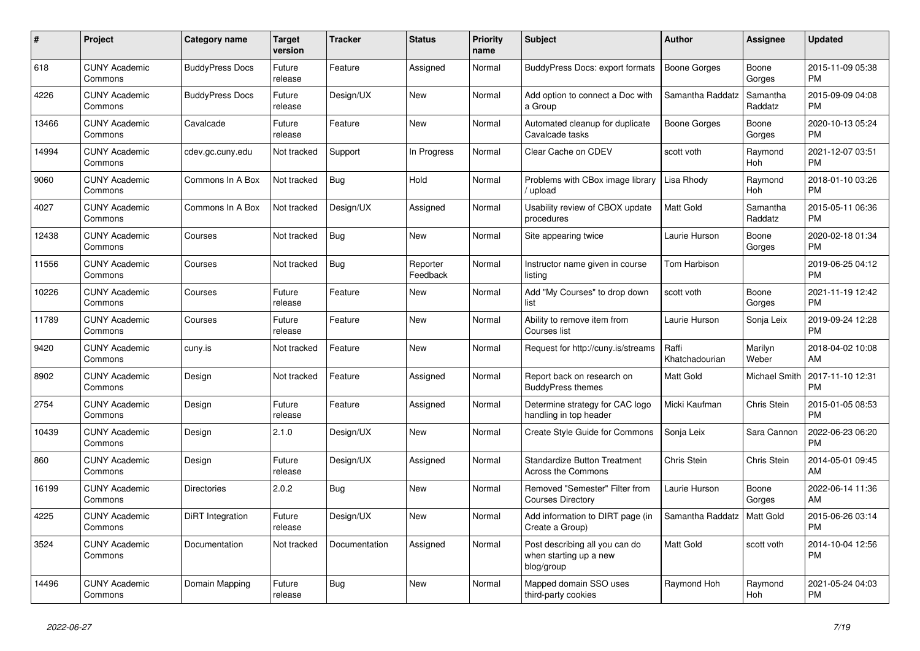| # | Project | Category name | Target version | Tracker | Status | Priority name | Subject | Author | Assignee | Updated |
|---|---|---|---|---|---|---|---|---|---|---|
| 618 | CUNY Academic Commons | BuddyPress Docs | Future release | Feature | Assigned | Normal | BuddyPress Docs: export formats | Boone Gorges | Boone Gorges | 2015-11-09 05:38 PM |
| 4226 | CUNY Academic Commons | BuddyPress Docs | Future release | Design/UX | New | Normal | Add option to connect a Doc with a Group | Samantha Raddatz | Samantha Raddatz | 2015-09-09 04:08 PM |
| 13466 | CUNY Academic Commons | Cavalcade | Future release | Feature | New | Normal | Automated cleanup for duplicate Cavalcade tasks | Boone Gorges | Boone Gorges | 2020-10-13 05:24 PM |
| 14994 | CUNY Academic Commons | cdev.gc.cuny.edu | Not tracked | Support | In Progress | Normal | Clear Cache on CDEV | scott voth | Raymond Hoh | 2021-12-07 03:51 PM |
| 9060 | CUNY Academic Commons | Commons In A Box | Not tracked | Bug | Hold | Normal | Problems with CBox image library / upload | Lisa Rhody | Raymond Hoh | 2018-01-10 03:26 PM |
| 4027 | CUNY Academic Commons | Commons In A Box | Not tracked | Design/UX | Assigned | Normal | Usability review of CBOX update procedures | Matt Gold | Samantha Raddatz | 2015-05-11 06:36 PM |
| 12438 | CUNY Academic Commons | Courses | Not tracked | Bug | New | Normal | Site appearing twice | Laurie Hurson | Boone Gorges | 2020-02-18 01:34 PM |
| 11556 | CUNY Academic Commons | Courses | Not tracked | Bug | Reporter Feedback | Normal | Instructor name given in course listing | Tom Harbison | | 2019-06-25 04:12 PM |
| 10226 | CUNY Academic Commons | Courses | Future release | Feature | New | Normal | Add "My Courses" to drop down list | scott voth | Boone Gorges | 2021-11-19 12:42 PM |
| 11789 | CUNY Academic Commons | Courses | Future release | Feature | New | Normal | Ability to remove item from Courses list | Laurie Hurson | Sonja Leix | 2019-09-24 12:28 PM |
| 9420 | CUNY Academic Commons | cuny.is | Not tracked | Feature | New | Normal | Request for http://cuny.is/streams | Raffi Khatchadourian | Marilyn Weber | 2018-04-02 10:08 AM |
| 8902 | CUNY Academic Commons | Design | Not tracked | Feature | Assigned | Normal | Report back on research on BuddyPress themes | Matt Gold | Michael Smith | 2017-11-10 12:31 PM |
| 2754 | CUNY Academic Commons | Design | Future release | Feature | Assigned | Normal | Determine strategy for CAC logo handling in top header | Micki Kaufman | Chris Stein | 2015-01-05 08:53 PM |
| 10439 | CUNY Academic Commons | Design | 2.1.0 | Design/UX | New | Normal | Create Style Guide for Commons | Sonja Leix | Sara Cannon | 2022-06-23 06:20 PM |
| 860 | CUNY Academic Commons | Design | Future release | Design/UX | Assigned | Normal | Standardize Button Treatment Across the Commons | Chris Stein | Chris Stein | 2014-05-01 09:45 AM |
| 16199 | CUNY Academic Commons | Directories | 2.0.2 | Bug | New | Normal | Removed "Semester" Filter from Courses Directory | Laurie Hurson | Boone Gorges | 2022-06-14 11:36 AM |
| 4225 | CUNY Academic Commons | DiRT Integration | Future release | Design/UX | New | Normal | Add information to DIRT page (in Create a Group) | Samantha Raddatz | Matt Gold | 2015-06-26 03:14 PM |
| 3524 | CUNY Academic Commons | Documentation | Not tracked | Documentation | Assigned | Normal | Post describing all you can do when starting up a new blog/group | Matt Gold | scott voth | 2014-10-04 12:56 PM |
| 14496 | CUNY Academic Commons | Domain Mapping | Future release | Bug | New | Normal | Mapped domain SSO uses third-party cookies | Raymond Hoh | Raymond Hoh | 2021-05-24 04:03 PM |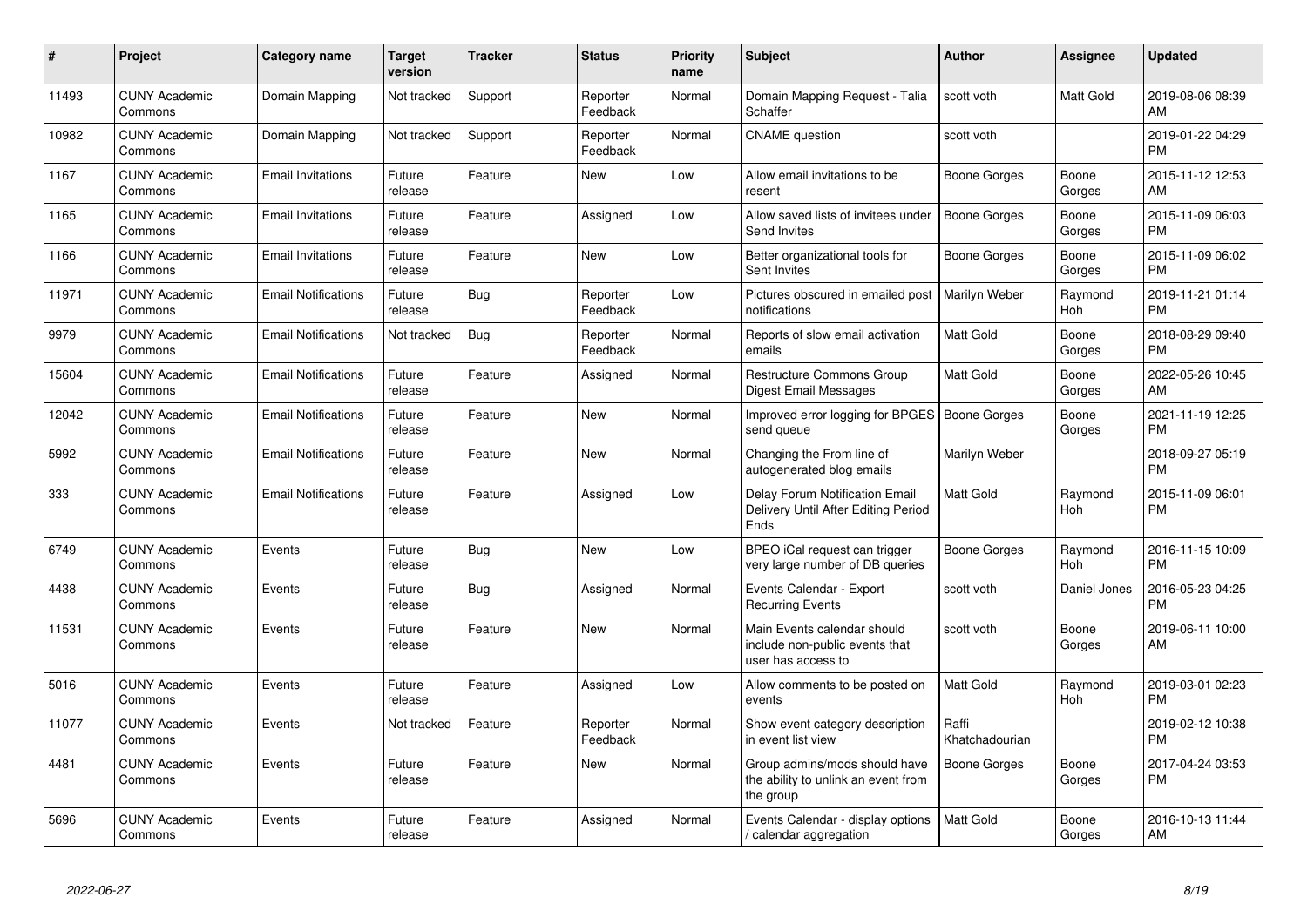| # | Project | Category name | Target version | Tracker | Status | Priority name | Subject | Author | Assignee | Updated |
|---|---|---|---|---|---|---|---|---|---|---|
| 11493 | CUNY Academic Commons | Domain Mapping | Not tracked | Support | Reporter Feedback | Normal | Domain Mapping Request - Talia Schaffer | scott voth | Matt Gold | 2019-08-06 08:39 AM |
| 10982 | CUNY Academic Commons | Domain Mapping | Not tracked | Support | Reporter Feedback | Normal | CNAME question | scott voth | | 2019-01-22 04:29 PM |
| 1167 | CUNY Academic Commons | Email Invitations | Future release | Feature | New | Low | Allow email invitations to be resent | Boone Gorges | Boone Gorges | 2015-11-12 12:53 AM |
| 1165 | CUNY Academic Commons | Email Invitations | Future release | Feature | Assigned | Low | Allow saved lists of invitees under Send Invites | Boone Gorges | Boone Gorges | 2015-11-09 06:03 PM |
| 1166 | CUNY Academic Commons | Email Invitations | Future release | Feature | New | Low | Better organizational tools for Sent Invites | Boone Gorges | Boone Gorges | 2015-11-09 06:02 PM |
| 11971 | CUNY Academic Commons | Email Notifications | Future release | Bug | Reporter Feedback | Low | Pictures obscured in emailed post notifications | Marilyn Weber | Raymond Hoh | 2019-11-21 01:14 PM |
| 9979 | CUNY Academic Commons | Email Notifications | Not tracked | Bug | Reporter Feedback | Normal | Reports of slow email activation emails | Matt Gold | Boone Gorges | 2018-08-29 09:40 PM |
| 15604 | CUNY Academic Commons | Email Notifications | Future release | Feature | Assigned | Normal | Restructure Commons Group Digest Email Messages | Matt Gold | Boone Gorges | 2022-05-26 10:45 AM |
| 12042 | CUNY Academic Commons | Email Notifications | Future release | Feature | New | Normal | Improved error logging for BPGES send queue | Boone Gorges | Boone Gorges | 2021-11-19 12:25 PM |
| 5992 | CUNY Academic Commons | Email Notifications | Future release | Feature | New | Normal | Changing the From line of autogenerated blog emails | Marilyn Weber | | 2018-09-27 05:19 PM |
| 333 | CUNY Academic Commons | Email Notifications | Future release | Feature | Assigned | Low | Delay Forum Notification Email Delivery Until After Editing Period Ends | Matt Gold | Raymond Hoh | 2015-11-09 06:01 PM |
| 6749 | CUNY Academic Commons | Events | Future release | Bug | New | Low | BPEO iCal request can trigger very large number of DB queries | Boone Gorges | Raymond Hoh | 2016-11-15 10:09 PM |
| 4438 | CUNY Academic Commons | Events | Future release | Bug | Assigned | Normal | Events Calendar - Export Recurring Events | scott voth | Daniel Jones | 2016-05-23 04:25 PM |
| 11531 | CUNY Academic Commons | Events | Future release | Feature | New | Normal | Main Events calendar should include non-public events that user has access to | scott voth | Boone Gorges | 2019-06-11 10:00 AM |
| 5016 | CUNY Academic Commons | Events | Future release | Feature | Assigned | Low | Allow comments to be posted on events | Matt Gold | Raymond Hoh | 2019-03-01 02:23 PM |
| 11077 | CUNY Academic Commons | Events | Not tracked | Feature | Reporter Feedback | Normal | Show event category description in event list view | Raffi Khatchadourian | | 2019-02-12 10:38 PM |
| 4481 | CUNY Academic Commons | Events | Future release | Feature | New | Normal | Group admins/mods should have the ability to unlink an event from the group | Boone Gorges | Boone Gorges | 2017-04-24 03:53 PM |
| 5696 | CUNY Academic Commons | Events | Future release | Feature | Assigned | Normal | Events Calendar - display options / calendar aggregation | Matt Gold | Boone Gorges | 2016-10-13 11:44 AM |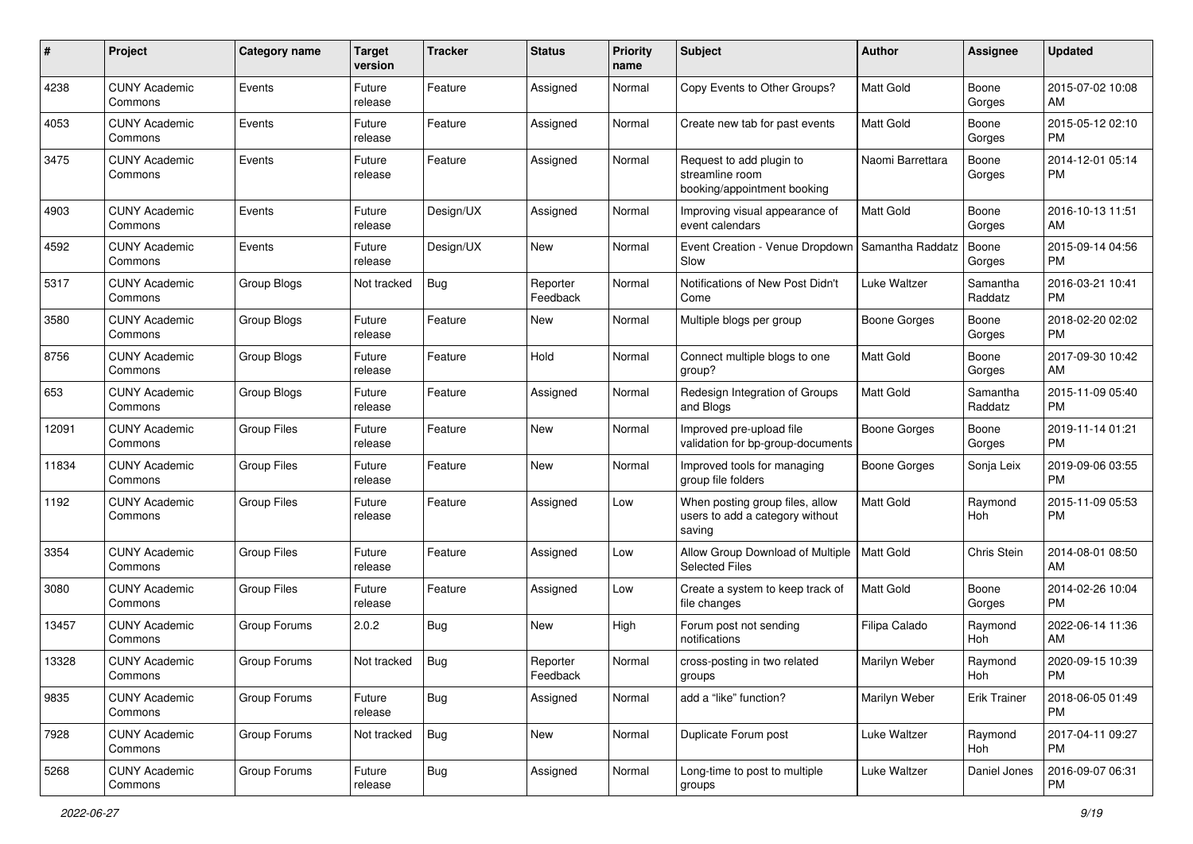| # | Project | Category name | Target version | Tracker | Status | Priority name | Subject | Author | Assignee | Updated |
|---|---|---|---|---|---|---|---|---|---|---|
| 4238 | CUNY Academic Commons | Events | Future release | Feature | Assigned | Normal | Copy Events to Other Groups? | Matt Gold | Boone Gorges | 2015-07-02 10:08 AM |
| 4053 | CUNY Academic Commons | Events | Future release | Feature | Assigned | Normal | Create new tab for past events | Matt Gold | Boone Gorges | 2015-05-12 02:10 PM |
| 3475 | CUNY Academic Commons | Events | Future release | Feature | Assigned | Normal | Request to add plugin to streamline room booking/appointment booking | Naomi Barrettara | Boone Gorges | 2014-12-01 05:14 PM |
| 4903 | CUNY Academic Commons | Events | Future release | Design/UX | Assigned | Normal | Improving visual appearance of event calendars | Matt Gold | Boone Gorges | 2016-10-13 11:51 AM |
| 4592 | CUNY Academic Commons | Events | Future release | Design/UX | New | Normal | Event Creation - Venue Dropdown Slow | Samantha Raddatz | Boone Gorges | 2015-09-14 04:56 PM |
| 5317 | CUNY Academic Commons | Group Blogs | Not tracked | Bug | Reporter Feedback | Normal | Notifications of New Post Didn't Come | Luke Waltzer | Samantha Raddatz | 2016-03-21 10:41 PM |
| 3580 | CUNY Academic Commons | Group Blogs | Future release | Feature | New | Normal | Multiple blogs per group | Boone Gorges | Boone Gorges | 2018-02-20 02:02 PM |
| 8756 | CUNY Academic Commons | Group Blogs | Future release | Feature | Hold | Normal | Connect multiple blogs to one group? | Matt Gold | Boone Gorges | 2017-09-30 10:42 AM |
| 653 | CUNY Academic Commons | Group Blogs | Future release | Feature | Assigned | Normal | Redesign Integration of Groups and Blogs | Matt Gold | Samantha Raddatz | 2015-11-09 05:40 PM |
| 12091 | CUNY Academic Commons | Group Files | Future release | Feature | New | Normal | Improved pre-upload file validation for bp-group-documents | Boone Gorges | Boone Gorges | 2019-11-14 01:21 PM |
| 11834 | CUNY Academic Commons | Group Files | Future release | Feature | New | Normal | Improved tools for managing group file folders | Boone Gorges | Sonja Leix | 2019-09-06 03:55 PM |
| 1192 | CUNY Academic Commons | Group Files | Future release | Feature | Assigned | Low | When posting group files, allow users to add a category without saving | Matt Gold | Raymond Hoh | 2015-11-09 05:53 PM |
| 3354 | CUNY Academic Commons | Group Files | Future release | Feature | Assigned | Low | Allow Group Download of Multiple Selected Files | Matt Gold | Chris Stein | 2014-08-01 08:50 AM |
| 3080 | CUNY Academic Commons | Group Files | Future release | Feature | Assigned | Low | Create a system to keep track of file changes | Matt Gold | Boone Gorges | 2014-02-26 10:04 PM |
| 13457 | CUNY Academic Commons | Group Forums | 2.0.2 | Bug | New | High | Forum post not sending notifications | Filipa Calado | Raymond Hoh | 2022-06-14 11:36 AM |
| 13328 | CUNY Academic Commons | Group Forums | Not tracked | Bug | Reporter Feedback | Normal | cross-posting in two related groups | Marilyn Weber | Raymond Hoh | 2020-09-15 10:39 PM |
| 9835 | CUNY Academic Commons | Group Forums | Future release | Bug | Assigned | Normal | add a "like" function? | Marilyn Weber | Erik Trainer | 2018-06-05 01:49 PM |
| 7928 | CUNY Academic Commons | Group Forums | Not tracked | Bug | New | Normal | Duplicate Forum post | Luke Waltzer | Raymond Hoh | 2017-04-11 09:27 PM |
| 5268 | CUNY Academic Commons | Group Forums | Future release | Bug | Assigned | Normal | Long-time to post to multiple groups | Luke Waltzer | Daniel Jones | 2016-09-07 06:31 PM |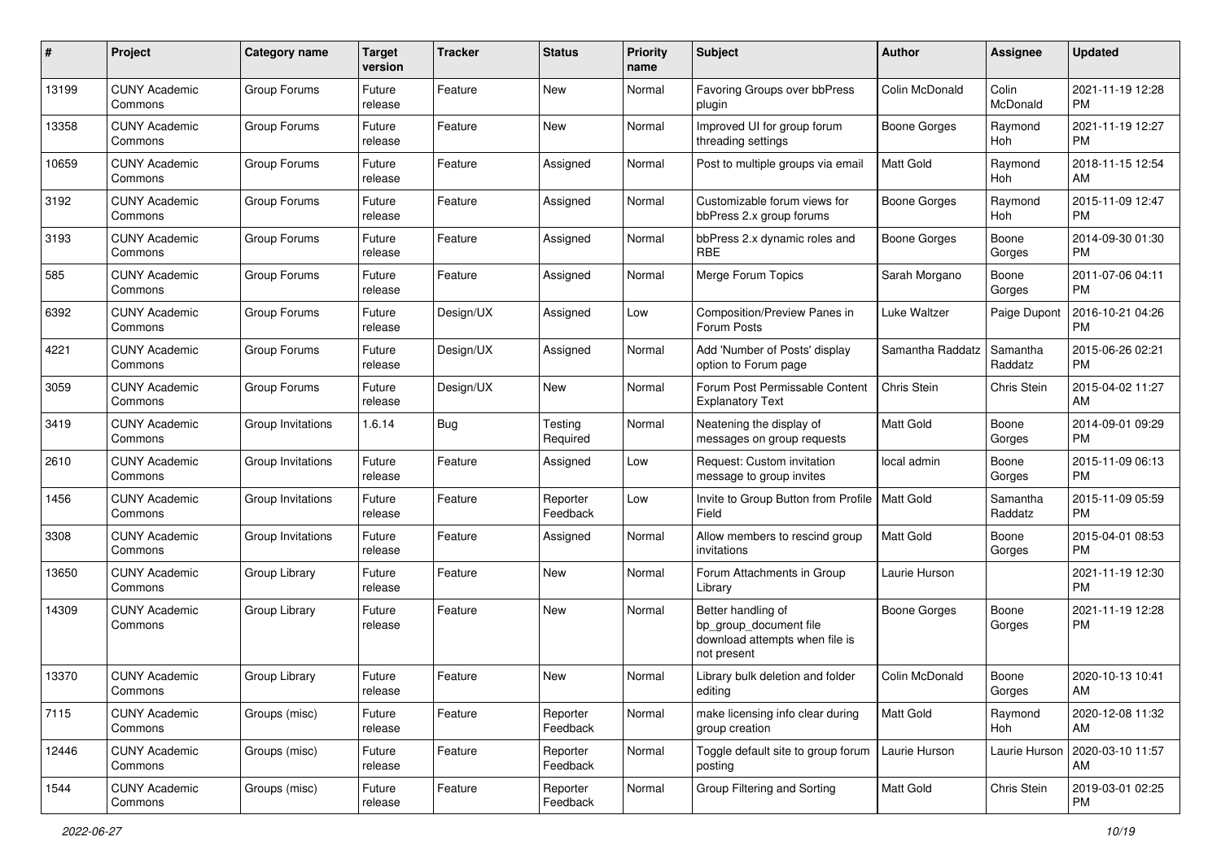| # | Project | Category name | Target version | Tracker | Status | Priority name | Subject | Author | Assignee | Updated |
|---|---|---|---|---|---|---|---|---|---|---|
| 13199 | CUNY Academic Commons | Group Forums | Future release | Feature | New | Normal | Favoring Groups over bbPress plugin | Colin McDonald | Colin McDonald | 2021-11-19 12:28 PM |
| 13358 | CUNY Academic Commons | Group Forums | Future release | Feature | New | Normal | Improved UI for group forum threading settings | Boone Gorges | Raymond Hoh | 2021-11-19 12:27 PM |
| 10659 | CUNY Academic Commons | Group Forums | Future release | Feature | Assigned | Normal | Post to multiple groups via email | Matt Gold | Raymond Hoh | 2018-11-15 12:54 AM |
| 3192 | CUNY Academic Commons | Group Forums | Future release | Feature | Assigned | Normal | Customizable forum views for bbPress 2.x group forums | Boone Gorges | Raymond Hoh | 2015-11-09 12:47 PM |
| 3193 | CUNY Academic Commons | Group Forums | Future release | Feature | Assigned | Normal | bbPress 2.x dynamic roles and RBE | Boone Gorges | Boone Gorges | 2014-09-30 01:30 PM |
| 585 | CUNY Academic Commons | Group Forums | Future release | Feature | Assigned | Normal | Merge Forum Topics | Sarah Morgano | Boone Gorges | 2011-07-06 04:11 PM |
| 6392 | CUNY Academic Commons | Group Forums | Future release | Design/UX | Assigned | Low | Composition/Preview Panes in Forum Posts | Luke Waltzer | Paige Dupont | 2016-10-21 04:26 PM |
| 4221 | CUNY Academic Commons | Group Forums | Future release | Design/UX | Assigned | Normal | Add 'Number of Posts' display option to Forum page | Samantha Raddatz | Samantha Raddatz | 2015-06-26 02:21 PM |
| 3059 | CUNY Academic Commons | Group Forums | Future release | Design/UX | New | Normal | Forum Post Permissable Content Explanatory Text | Chris Stein | Chris Stein | 2015-04-02 11:27 AM |
| 3419 | CUNY Academic Commons | Group Invitations | 1.6.14 | Bug | Testing Required | Normal | Neatening the display of messages on group requests | Matt Gold | Boone Gorges | 2014-09-01 09:29 PM |
| 2610 | CUNY Academic Commons | Group Invitations | Future release | Feature | Assigned | Low | Request: Custom invitation message to group invites | local admin | Boone Gorges | 2015-11-09 06:13 PM |
| 1456 | CUNY Academic Commons | Group Invitations | Future release | Feature | Reporter Feedback | Low | Invite to Group Button from Profile Field | Matt Gold | Samantha Raddatz | 2015-11-09 05:59 PM |
| 3308 | CUNY Academic Commons | Group Invitations | Future release | Feature | Assigned | Normal | Allow members to rescind group invitations | Matt Gold | Boone Gorges | 2015-04-01 08:53 PM |
| 13650 | CUNY Academic Commons | Group Library | Future release | Feature | New | Normal | Forum Attachments in Group Library | Laurie Hurson | | 2021-11-19 12:30 PM |
| 14309 | CUNY Academic Commons | Group Library | Future release | Feature | New | Normal | Better handling of bp_group_document file download attempts when file is not present | Boone Gorges | Boone Gorges | 2021-11-19 12:28 PM |
| 13370 | CUNY Academic Commons | Group Library | Future release | Feature | New | Normal | Library bulk deletion and folder editing | Colin McDonald | Boone Gorges | 2020-10-13 10:41 AM |
| 7115 | CUNY Academic Commons | Groups (misc) | Future release | Feature | Reporter Feedback | Normal | make licensing info clear during group creation | Matt Gold | Raymond Hoh | 2020-12-08 11:32 AM |
| 12446 | CUNY Academic Commons | Groups (misc) | Future release | Feature | Reporter Feedback | Normal | Toggle default site to group forum posting | Laurie Hurson | Laurie Hurson | 2020-03-10 11:57 AM |
| 1544 | CUNY Academic Commons | Groups (misc) | Future release | Feature | Reporter Feedback | Normal | Group Filtering and Sorting | Matt Gold | Chris Stein | 2019-03-01 02:25 PM |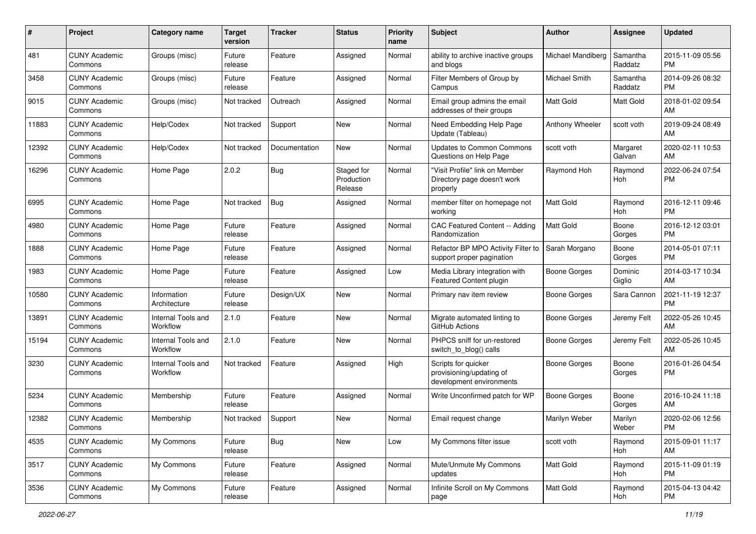| # | Project | Category name | Target version | Tracker | Status | Priority name | Subject | Author | Assignee | Updated |
|---|---|---|---|---|---|---|---|---|---|---|
| 481 | CUNY Academic Commons | Groups (misc) | Future release | Feature | Assigned | Normal | ability to archive inactive groups and blogs | Michael Mandiberg | Samantha Raddatz | 2015-11-09 05:56 PM |
| 3458 | CUNY Academic Commons | Groups (misc) | Future release | Feature | Assigned | Normal | Filter Members of Group by Campus | Michael Smith | Samantha Raddatz | 2014-09-26 08:32 PM |
| 9015 | CUNY Academic Commons | Groups (misc) | Not tracked | Outreach | Assigned | Normal | Email group admins the email addresses of their groups | Matt Gold | Matt Gold | 2018-01-02 09:54 AM |
| 11883 | CUNY Academic Commons | Help/Codex | Not tracked | Support | New | Normal | Need Embedding Help Page Update (Tableau) | Anthony Wheeler | scott voth | 2019-09-24 08:49 AM |
| 12392 | CUNY Academic Commons | Help/Codex | Not tracked | Documentation | New | Normal | Updates to Common Commons Questions on Help Page | scott voth | Margaret Galvan | 2020-02-11 10:53 AM |
| 16296 | CUNY Academic Commons | Home Page | 2.0.2 | Bug | Staged for Production Release | Normal | "Visit Profile" link on Member Directory page doesn't work properly | Raymond Hoh | Raymond Hoh | 2022-06-24 07:54 PM |
| 6995 | CUNY Academic Commons | Home Page | Not tracked | Bug | Assigned | Normal | member filter on homepage not working | Matt Gold | Raymond Hoh | 2016-12-11 09:46 PM |
| 4980 | CUNY Academic Commons | Home Page | Future release | Feature | Assigned | Normal | CAC Featured Content -- Adding Randomization | Matt Gold | Boone Gorges | 2016-12-12 03:01 PM |
| 1888 | CUNY Academic Commons | Home Page | Future release | Feature | Assigned | Normal | Refactor BP MPO Activity Filter to support proper pagination | Sarah Morgano | Boone Gorges | 2014-05-01 07:11 PM |
| 1983 | CUNY Academic Commons | Home Page | Future release | Feature | Assigned | Low | Media Library integration with Featured Content plugin | Boone Gorges | Dominic Giglio | 2014-03-17 10:34 AM |
| 10580 | CUNY Academic Commons | Information Architecture | Future release | Design/UX | New | Normal | Primary nav item review | Boone Gorges | Sara Cannon | 2021-11-19 12:37 PM |
| 13891 | CUNY Academic Commons | Internal Tools and Workflow | 2.1.0 | Feature | New | Normal | Migrate automated linting to GitHub Actions | Boone Gorges | Jeremy Felt | 2022-05-26 10:45 AM |
| 15194 | CUNY Academic Commons | Internal Tools and Workflow | 2.1.0 | Feature | New | Normal | PHPCS sniff for un-restored switch_to_blog() calls | Boone Gorges | Jeremy Felt | 2022-05-26 10:45 AM |
| 3230 | CUNY Academic Commons | Internal Tools and Workflow | Not tracked | Feature | Assigned | High | Scripts for quicker provisioning/updating of development environments | Boone Gorges | Boone Gorges | 2016-01-26 04:54 PM |
| 5234 | CUNY Academic Commons | Membership | Future release | Feature | Assigned | Normal | Write Unconfirmed patch for WP | Boone Gorges | Boone Gorges | 2016-10-24 11:18 AM |
| 12382 | CUNY Academic Commons | Membership | Not tracked | Support | New | Normal | Email request change | Marilyn Weber | Marilyn Weber | 2020-02-06 12:56 PM |
| 4535 | CUNY Academic Commons | My Commons | Future release | Bug | New | Low | My Commons filter issue | scott voth | Raymond Hoh | 2015-09-01 11:17 AM |
| 3517 | CUNY Academic Commons | My Commons | Future release | Feature | Assigned | Normal | Mute/Unmute My Commons updates | Matt Gold | Raymond Hoh | 2015-11-09 01:19 PM |
| 3536 | CUNY Academic Commons | My Commons | Future release | Feature | Assigned | Normal | Infinite Scroll on My Commons page | Matt Gold | Raymond Hoh | 2015-04-13 04:42 PM |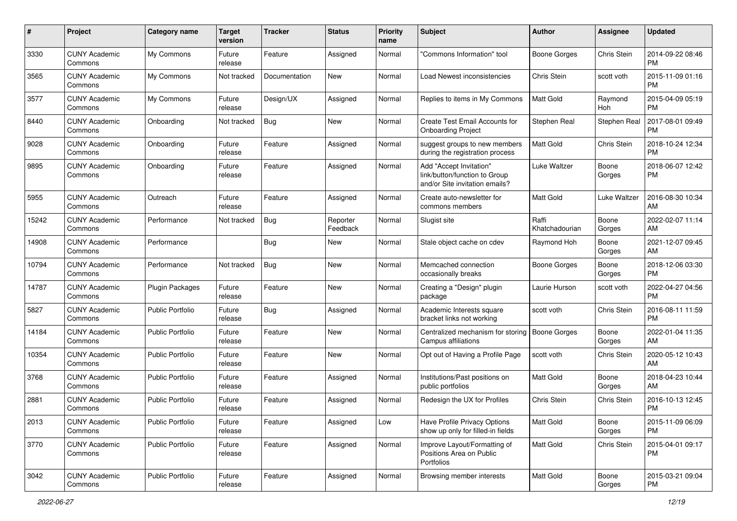| # | Project | Category name | Target version | Tracker | Status | Priority name | Subject | Author | Assignee | Updated |
|---|---|---|---|---|---|---|---|---|---|---|
| 3330 | CUNY Academic Commons | My Commons | Future release | Feature | Assigned | Normal | "Commons Information" tool | Boone Gorges | Chris Stein | 2014-09-22 08:46 PM |
| 3565 | CUNY Academic Commons | My Commons | Not tracked | Documentation | New | Normal | Load Newest inconsistencies | Chris Stein | scott voth | 2015-11-09 01:16 PM |
| 3577 | CUNY Academic Commons | My Commons | Future release | Design/UX | Assigned | Normal | Replies to items in My Commons | Matt Gold | Raymond Hoh | 2015-04-09 05:19 PM |
| 8440 | CUNY Academic Commons | Onboarding | Not tracked | Bug | New | Normal | Create Test Email Accounts for Onboarding Project | Stephen Real | Stephen Real | 2017-08-01 09:49 PM |
| 9028 | CUNY Academic Commons | Onboarding | Future release | Feature | Assigned | Normal | suggest groups to new members during the registration process | Matt Gold | Chris Stein | 2018-10-24 12:34 PM |
| 9895 | CUNY Academic Commons | Onboarding | Future release | Feature | Assigned | Normal | Add "Accept Invitation" link/button/function to Group and/or Site invitation emails? | Luke Waltzer | Boone Gorges | 2018-06-07 12:42 PM |
| 5955 | CUNY Academic Commons | Outreach | Future release | Feature | Assigned | Normal | Create auto-newsletter for commons members | Matt Gold | Luke Waltzer | 2016-08-30 10:34 AM |
| 15242 | CUNY Academic Commons | Performance | Not tracked | Bug | Reporter Feedback | Normal | Slugist site | Raffi Khatchadourian | Boone Gorges | 2022-02-07 11:14 AM |
| 14908 | CUNY Academic Commons | Performance | | Bug | New | Normal | Stale object cache on cdev | Raymond Hoh | Boone Gorges | 2021-12-07 09:45 AM |
| 10794 | CUNY Academic Commons | Performance | Not tracked | Bug | New | Normal | Memcached connection occasionally breaks | Boone Gorges | Boone Gorges | 2018-12-06 03:30 PM |
| 14787 | CUNY Academic Commons | Plugin Packages | Future release | Feature | New | Normal | Creating a "Design" plugin package | Laurie Hurson | scott voth | 2022-04-27 04:56 PM |
| 5827 | CUNY Academic Commons | Public Portfolio | Future release | Bug | Assigned | Normal | Academic Interests square bracket links not working | scott voth | Chris Stein | 2016-08-11 11:59 PM |
| 14184 | CUNY Academic Commons | Public Portfolio | Future release | Feature | New | Normal | Centralized mechanism for storing Campus affiliations | Boone Gorges | Boone Gorges | 2022-01-04 11:35 AM |
| 10354 | CUNY Academic Commons | Public Portfolio | Future release | Feature | New | Normal | Opt out of Having a Profile Page | scott voth | Chris Stein | 2020-05-12 10:43 AM |
| 3768 | CUNY Academic Commons | Public Portfolio | Future release | Feature | Assigned | Normal | Institutions/Past positions on public portfolios | Matt Gold | Boone Gorges | 2018-04-23 10:44 AM |
| 2881 | CUNY Academic Commons | Public Portfolio | Future release | Feature | Assigned | Normal | Redesign the UX for Profiles | Chris Stein | Chris Stein | 2016-10-13 12:45 PM |
| 2013 | CUNY Academic Commons | Public Portfolio | Future release | Feature | Assigned | Low | Have Profile Privacy Options show up only for filled-in fields | Matt Gold | Boone Gorges | 2015-11-09 06:09 PM |
| 3770 | CUNY Academic Commons | Public Portfolio | Future release | Feature | Assigned | Normal | Improve Layout/Formatting of Positions Area on Public Portfolios | Matt Gold | Chris Stein | 2015-04-01 09:17 PM |
| 3042 | CUNY Academic Commons | Public Portfolio | Future release | Feature | Assigned | Normal | Browsing member interests | Matt Gold | Boone Gorges | 2015-03-21 09:04 PM |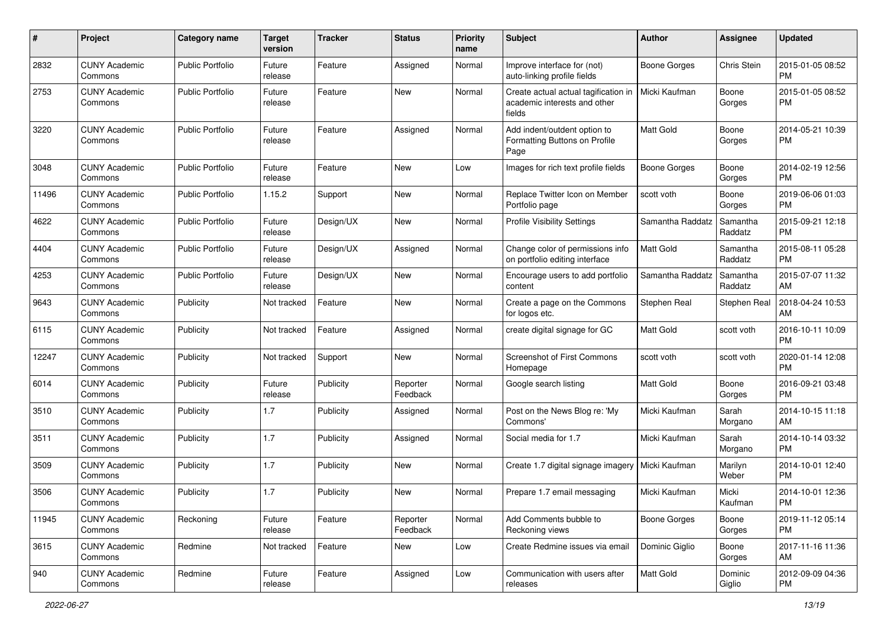| # | Project | Category name | Target version | Tracker | Status | Priority name | Subject | Author | Assignee | Updated |
|---|---|---|---|---|---|---|---|---|---|---|
| 2832 | CUNY Academic Commons | Public Portfolio | Future release | Feature | Assigned | Normal | Improve interface for (not) auto-linking profile fields | Boone Gorges | Chris Stein | 2015-01-05 08:52 PM |
| 2753 | CUNY Academic Commons | Public Portfolio | Future release | Feature | New | Normal | Create actual actual tagification in academic interests and other fields | Micki Kaufman | Boone Gorges | 2015-01-05 08:52 PM |
| 3220 | CUNY Academic Commons | Public Portfolio | Future release | Feature | Assigned | Normal | Add indent/outdent option to Formatting Buttons on Profile Page | Matt Gold | Boone Gorges | 2014-05-21 10:39 PM |
| 3048 | CUNY Academic Commons | Public Portfolio | Future release | Feature | New | Low | Images for rich text profile fields | Boone Gorges | Boone Gorges | 2014-02-19 12:56 PM |
| 11496 | CUNY Academic Commons | Public Portfolio | 1.15.2 | Support | New | Normal | Replace Twitter Icon on Member Portfolio page | scott voth | Boone Gorges | 2019-06-06 01:03 PM |
| 4622 | CUNY Academic Commons | Public Portfolio | Future release | Design/UX | New | Normal | Profile Visibility Settings | Samantha Raddatz | Samantha Raddatz | 2015-09-21 12:18 PM |
| 4404 | CUNY Academic Commons | Public Portfolio | Future release | Design/UX | Assigned | Normal | Change color of permissions info on portfolio editing interface | Matt Gold | Samantha Raddatz | 2015-08-11 05:28 PM |
| 4253 | CUNY Academic Commons | Public Portfolio | Future release | Design/UX | New | Normal | Encourage users to add portfolio content | Samantha Raddatz | Samantha Raddatz | 2015-07-07 11:32 AM |
| 9643 | CUNY Academic Commons | Publicity | Not tracked | Feature | New | Normal | Create a page on the Commons for logos etc. | Stephen Real | Stephen Real | 2018-04-24 10:53 AM |
| 6115 | CUNY Academic Commons | Publicity | Not tracked | Feature | Assigned | Normal | create digital signage for GC | Matt Gold | scott voth | 2016-10-11 10:09 PM |
| 12247 | CUNY Academic Commons | Publicity | Not tracked | Support | New | Normal | Screenshot of First Commons Homepage | scott voth | scott voth | 2020-01-14 12:08 PM |
| 6014 | CUNY Academic Commons | Publicity | Future release | Publicity | Reporter Feedback | Normal | Google search listing | Matt Gold | Boone Gorges | 2016-09-21 03:48 PM |
| 3510 | CUNY Academic Commons | Publicity | 1.7 | Publicity | Assigned | Normal | Post on the News Blog re: 'My Commons' | Micki Kaufman | Sarah Morgano | 2014-10-15 11:18 AM |
| 3511 | CUNY Academic Commons | Publicity | 1.7 | Publicity | Assigned | Normal | Social media for 1.7 | Micki Kaufman | Sarah Morgano | 2014-10-14 03:32 PM |
| 3509 | CUNY Academic Commons | Publicity | 1.7 | Publicity | New | Normal | Create 1.7 digital signage imagery | Micki Kaufman | Marilyn Weber | 2014-10-01 12:40 PM |
| 3506 | CUNY Academic Commons | Publicity | 1.7 | Publicity | New | Normal | Prepare 1.7 email messaging | Micki Kaufman | Micki Kaufman | 2014-10-01 12:36 PM |
| 11945 | CUNY Academic Commons | Reckoning | Future release | Feature | Reporter Feedback | Normal | Add Comments bubble to Reckoning views | Boone Gorges | Boone Gorges | 2019-11-12 05:14 PM |
| 3615 | CUNY Academic Commons | Redmine | Not tracked | Feature | New | Low | Create Redmine issues via email | Dominic Giglio | Boone Gorges | 2017-11-16 11:36 AM |
| 940 | CUNY Academic Commons | Redmine | Future release | Feature | Assigned | Low | Communication with users after releases | Matt Gold | Dominic Giglio | 2012-09-09 04:36 PM |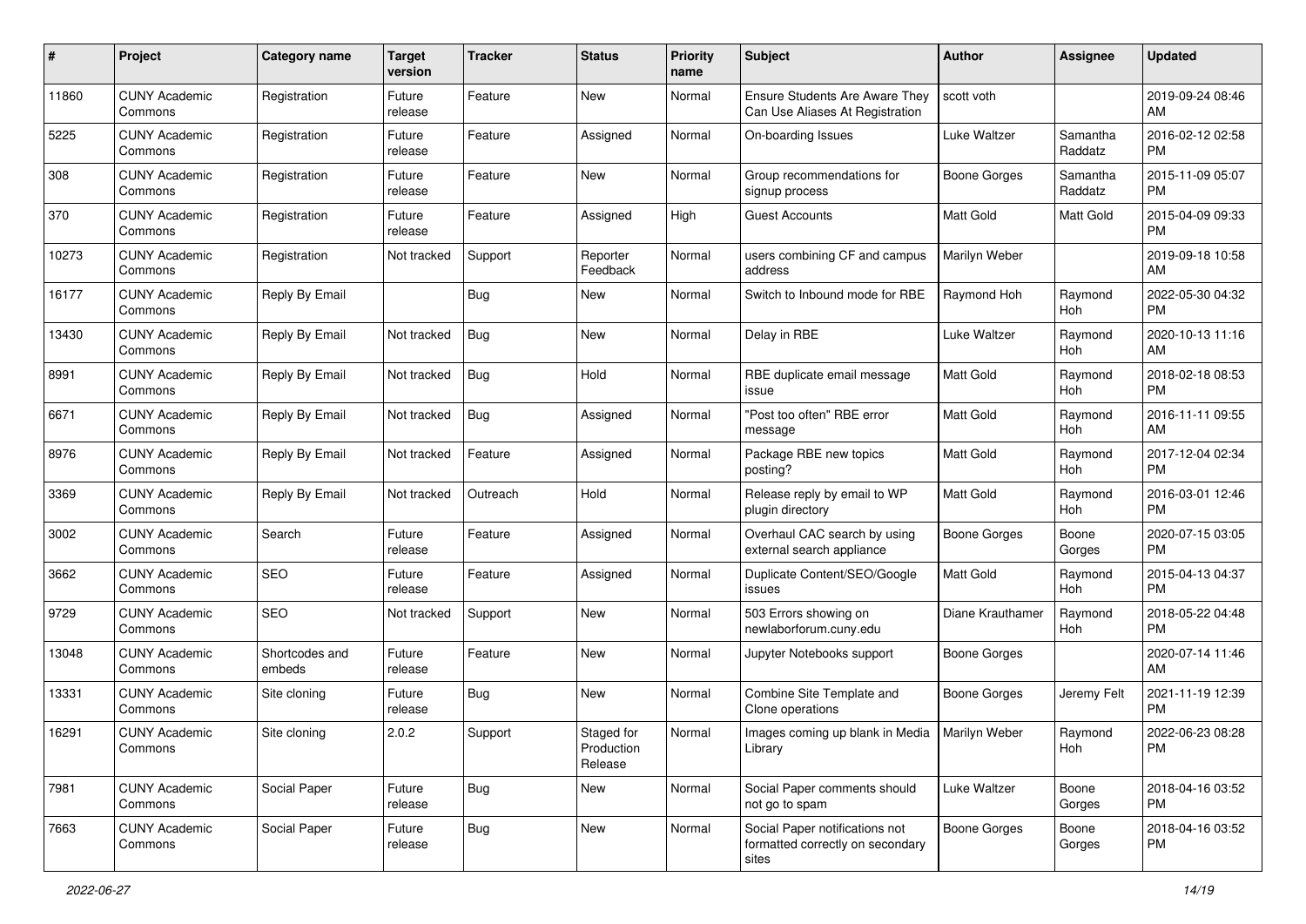| # | Project | Category name | Target version | Tracker | Status | Priority name | Subject | Author | Assignee | Updated |
|---|---|---|---|---|---|---|---|---|---|---|
| 11860 | CUNY Academic Commons | Registration | Future release | Feature | New | Normal | Ensure Students Are Aware They Can Use Aliases At Registration | scott voth | | 2019-09-24 08:46 AM |
| 5225 | CUNY Academic Commons | Registration | Future release | Feature | Assigned | Normal | On-boarding Issues | Luke Waltzer | Samantha Raddatz | 2016-02-12 02:58 PM |
| 308 | CUNY Academic Commons | Registration | Future release | Feature | New | Normal | Group recommendations for signup process | Boone Gorges | Samantha Raddatz | 2015-11-09 05:07 PM |
| 370 | CUNY Academic Commons | Registration | Future release | Feature | Assigned | High | Guest Accounts | Matt Gold | Matt Gold | 2015-04-09 09:33 PM |
| 10273 | CUNY Academic Commons | Registration | Not tracked | Support | Reporter Feedback | Normal | users combining CF and campus address | Marilyn Weber | | 2019-09-18 10:58 AM |
| 16177 | CUNY Academic Commons | Reply By Email | | Bug | New | Normal | Switch to Inbound mode for RBE | Raymond Hoh | Raymond Hoh | 2022-05-30 04:32 PM |
| 13430 | CUNY Academic Commons | Reply By Email | Not tracked | Bug | New | Normal | Delay in RBE | Luke Waltzer | Raymond Hoh | 2020-10-13 11:16 AM |
| 8991 | CUNY Academic Commons | Reply By Email | Not tracked | Bug | Hold | Normal | RBE duplicate email message issue | Matt Gold | Raymond Hoh | 2018-02-18 08:53 PM |
| 6671 | CUNY Academic Commons | Reply By Email | Not tracked | Bug | Assigned | Normal | "Post too often" RBE error message | Matt Gold | Raymond Hoh | 2016-11-11 09:55 AM |
| 8976 | CUNY Academic Commons | Reply By Email | Not tracked | Feature | Assigned | Normal | Package RBE new topics posting? | Matt Gold | Raymond Hoh | 2017-12-04 02:34 PM |
| 3369 | CUNY Academic Commons | Reply By Email | Not tracked | Outreach | Hold | Normal | Release reply by email to WP plugin directory | Matt Gold | Raymond Hoh | 2016-03-01 12:46 PM |
| 3002 | CUNY Academic Commons | Search | Future release | Feature | Assigned | Normal | Overhaul CAC search by using external search appliance | Boone Gorges | Boone Gorges | 2020-07-15 03:05 PM |
| 3662 | CUNY Academic Commons | SEO | Future release | Feature | Assigned | Normal | Duplicate Content/SEO/Google issues | Matt Gold | Raymond Hoh | 2015-04-13 04:37 PM |
| 9729 | CUNY Academic Commons | SEO | Not tracked | Support | New | Normal | 503 Errors showing on newlaborforum.cuny.edu | Diane Krauthamer | Raymond Hoh | 2018-05-22 04:48 PM |
| 13048 | CUNY Academic Commons | Shortcodes and embeds | Future release | Feature | New | Normal | Jupyter Notebooks support | Boone Gorges | | 2020-07-14 11:46 AM |
| 13331 | CUNY Academic Commons | Site cloning | Future release | Bug | New | Normal | Combine Site Template and Clone operations | Boone Gorges | Jeremy Felt | 2021-11-19 12:39 PM |
| 16291 | CUNY Academic Commons | Site cloning | 2.0.2 | Support | Staged for Production Release | Normal | Images coming up blank in Media Library | Marilyn Weber | Raymond Hoh | 2022-06-23 08:28 PM |
| 7981 | CUNY Academic Commons | Social Paper | Future release | Bug | New | Normal | Social Paper comments should not go to spam | Luke Waltzer | Boone Gorges | 2018-04-16 03:52 PM |
| 7663 | CUNY Academic Commons | Social Paper | Future release | Bug | New | Normal | Social Paper notifications not formatted correctly on secondary sites | Boone Gorges | Boone Gorges | 2018-04-16 03:52 PM |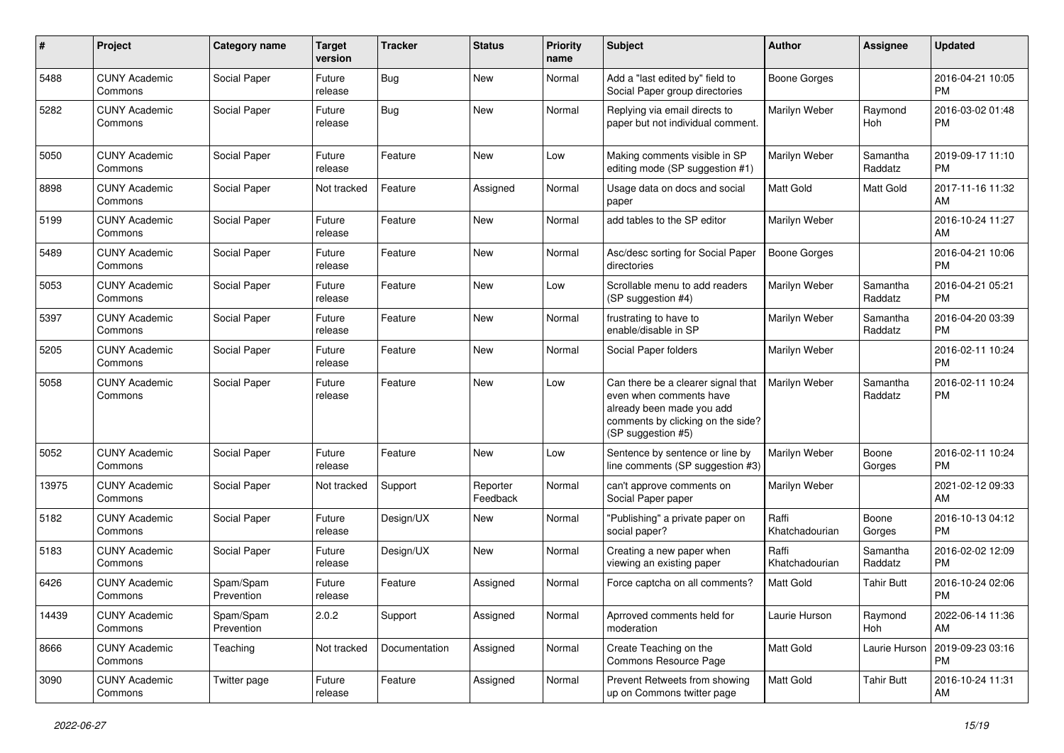| # | Project | Category name | Target version | Tracker | Status | Priority name | Subject | Author | Assignee | Updated |
|---|---|---|---|---|---|---|---|---|---|---|
| 5488 | CUNY Academic Commons | Social Paper | Future release | Bug | New | Normal | Add a "last edited by" field to Social Paper group directories | Boone Gorges | | 2016-04-21 10:05 PM |
| 5282 | CUNY Academic Commons | Social Paper | Future release | Bug | New | Normal | Replying via email directs to paper but not individual comment. | Marilyn Weber | Raymond Hoh | 2016-03-02 01:48 PM |
| 5050 | CUNY Academic Commons | Social Paper | Future release | Feature | New | Low | Making comments visible in SP editing mode (SP suggestion #1) | Marilyn Weber | Samantha Raddatz | 2019-09-17 11:10 PM |
| 8898 | CUNY Academic Commons | Social Paper | Not tracked | Feature | Assigned | Normal | Usage data on docs and social paper | Matt Gold | Matt Gold | 2017-11-16 11:32 AM |
| 5199 | CUNY Academic Commons | Social Paper | Future release | Feature | New | Normal | add tables to the SP editor | Marilyn Weber | | 2016-10-24 11:27 AM |
| 5489 | CUNY Academic Commons | Social Paper | Future release | Feature | New | Normal | Asc/desc sorting for Social Paper directories | Boone Gorges | | 2016-04-21 10:06 PM |
| 5053 | CUNY Academic Commons | Social Paper | Future release | Feature | New | Low | Scrollable menu to add readers (SP suggestion #4) | Marilyn Weber | Samantha Raddatz | 2016-04-21 05:21 PM |
| 5397 | CUNY Academic Commons | Social Paper | Future release | Feature | New | Normal | frustrating to have to enable/disable in SP | Marilyn Weber | Samantha Raddatz | 2016-04-20 03:39 PM |
| 5205 | CUNY Academic Commons | Social Paper | Future release | Feature | New | Normal | Social Paper folders | Marilyn Weber | | 2016-02-11 10:24 PM |
| 5058 | CUNY Academic Commons | Social Paper | Future release | Feature | New | Low | Can there be a clearer signal that even when comments have already been made you add comments by clicking on the side? (SP suggestion #5) | Marilyn Weber | Samantha Raddatz | 2016-02-11 10:24 PM |
| 5052 | CUNY Academic Commons | Social Paper | Future release | Feature | New | Low | Sentence by sentence or line by line comments (SP suggestion #3) | Marilyn Weber | Boone Gorges | 2016-02-11 10:24 PM |
| 13975 | CUNY Academic Commons | Social Paper | Not tracked | Support | Reporter Feedback | Normal | can't approve comments on Social Paper paper | Marilyn Weber | | 2021-02-12 09:33 AM |
| 5182 | CUNY Academic Commons | Social Paper | Future release | Design/UX | New | Normal | "Publishing" a private paper on social paper? | Raffi Khatchadourian | Boone Gorges | 2016-10-13 04:12 PM |
| 5183 | CUNY Academic Commons | Social Paper | Future release | Design/UX | New | Normal | Creating a new paper when viewing an existing paper | Raffi Khatchadourian | Samantha Raddatz | 2016-02-02 12:09 PM |
| 6426 | CUNY Academic Commons | Spam/Spam Prevention | Future release | Feature | Assigned | Normal | Force captcha on all comments? | Matt Gold | Tahir Butt | 2016-10-24 02:06 PM |
| 14439 | CUNY Academic Commons | Spam/Spam Prevention | 2.0.2 | Support | Assigned | Normal | Aprroved comments held for moderation | Laurie Hurson | Raymond Hoh | 2022-06-14 11:36 AM |
| 8666 | CUNY Academic Commons | Teaching | Not tracked | Documentation | Assigned | Normal | Create Teaching on the Commons Resource Page | Matt Gold | Laurie Hurson | 2019-09-23 03:16 PM |
| 3090 | CUNY Academic Commons | Twitter page | Future release | Feature | Assigned | Normal | Prevent Retweets from showing up on Commons twitter page | Matt Gold | Tahir Butt | 2016-10-24 11:31 AM |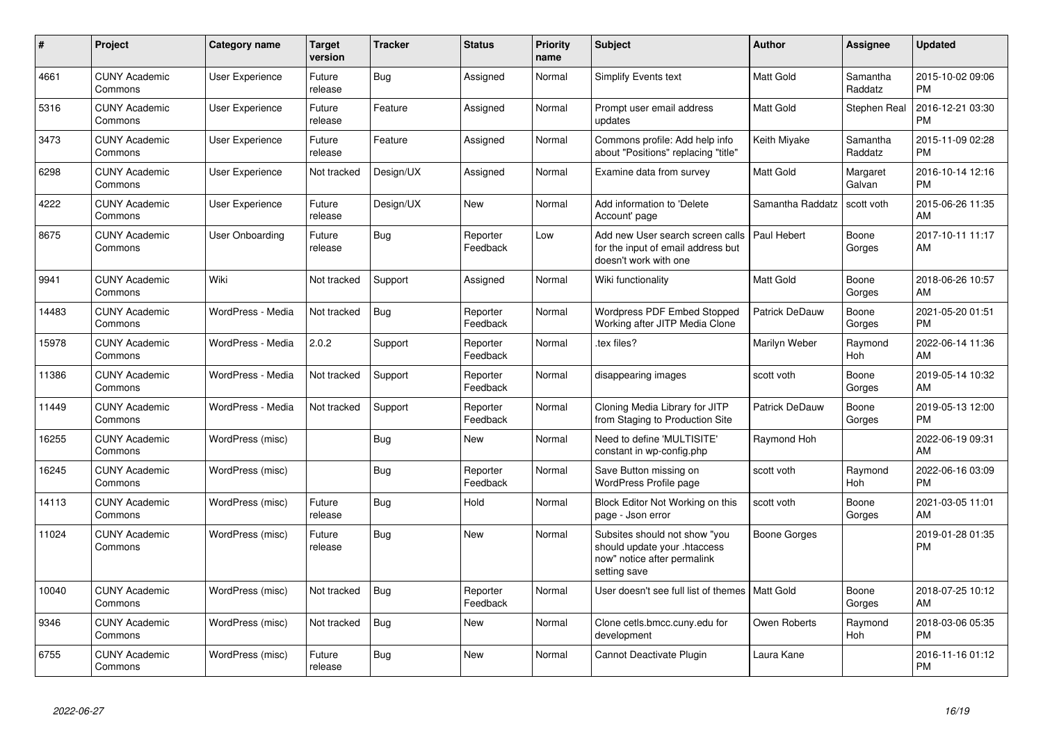| # | Project | Category name | Target version | Tracker | Status | Priority name | Subject | Author | Assignee | Updated |
|---|---|---|---|---|---|---|---|---|---|---|
| 4661 | CUNY Academic Commons | User Experience | Future release | Bug | Assigned | Normal | Simplify Events text | Matt Gold | Samantha Raddatz | 2015-10-02 09:06 PM |
| 5316 | CUNY Academic Commons | User Experience | Future release | Feature | Assigned | Normal | Prompt user email address updates | Matt Gold | Stephen Real | 2016-12-21 03:30 PM |
| 3473 | CUNY Academic Commons | User Experience | Future release | Feature | Assigned | Normal | Commons profile: Add help info about "Positions" replacing "title" | Keith Miyake | Samantha Raddatz | 2015-11-09 02:28 PM |
| 6298 | CUNY Academic Commons | User Experience | Not tracked | Design/UX | Assigned | Normal | Examine data from survey | Matt Gold | Margaret Galvan | 2016-10-14 12:16 PM |
| 4222 | CUNY Academic Commons | User Experience | Future release | Design/UX | New | Normal | Add information to 'Delete Account' page | Samantha Raddatz | scott voth | 2015-06-26 11:35 AM |
| 8675 | CUNY Academic Commons | User Onboarding | Future release | Bug | Reporter Feedback | Low | Add new User search screen calls for the input of email address but doesn't work with one | Paul Hebert | Boone Gorges | 2017-10-11 11:17 AM |
| 9941 | CUNY Academic Commons | Wiki | Not tracked | Support | Assigned | Normal | Wiki functionality | Matt Gold | Boone Gorges | 2018-06-26 10:57 AM |
| 14483 | CUNY Academic Commons | WordPress - Media | Not tracked | Bug | Reporter Feedback | Normal | Wordpress PDF Embed Stopped Working after JITP Media Clone | Patrick DeDauw | Boone Gorges | 2021-05-20 01:51 PM |
| 15978 | CUNY Academic Commons | WordPress - Media | 2.0.2 | Support | Reporter Feedback | Normal | .tex files? | Marilyn Weber | Raymond Hoh | 2022-06-14 11:36 AM |
| 11386 | CUNY Academic Commons | WordPress - Media | Not tracked | Support | Reporter Feedback | Normal | disappearing images | scott voth | Boone Gorges | 2019-05-14 10:32 AM |
| 11449 | CUNY Academic Commons | WordPress - Media | Not tracked | Support | Reporter Feedback | Normal | Cloning Media Library for JITP from Staging to Production Site | Patrick DeDauw | Boone Gorges | 2019-05-13 12:00 PM |
| 16255 | CUNY Academic Commons | WordPress (misc) | | Bug | New | Normal | Need to define 'MULTISITE' constant in wp-config.php | Raymond Hoh | | 2022-06-19 09:31 AM |
| 16245 | CUNY Academic Commons | WordPress (misc) | | Bug | Reporter Feedback | Normal | Save Button missing on WordPress Profile page | scott voth | Raymond Hoh | 2022-06-16 03:09 PM |
| 14113 | CUNY Academic Commons | WordPress (misc) | Future release | Bug | Hold | Normal | Block Editor Not Working on this page - Json error | scott voth | Boone Gorges | 2021-03-05 11:01 AM |
| 11024 | CUNY Academic Commons | WordPress (misc) | Future release | Bug | New | Normal | Subsites should not show "you should update your .htaccess now" notice after permalink setting save | Boone Gorges | | 2019-01-28 01:35 PM |
| 10040 | CUNY Academic Commons | WordPress (misc) | Not tracked | Bug | Reporter Feedback | Normal | User doesn't see full list of themes | Matt Gold | Boone Gorges | 2018-07-25 10:12 AM |
| 9346 | CUNY Academic Commons | WordPress (misc) | Not tracked | Bug | New | Normal | Clone cetls.bmcc.cuny.edu for development | Owen Roberts | Raymond Hoh | 2018-03-06 05:35 PM |
| 6755 | CUNY Academic Commons | WordPress (misc) | Future release | Bug | New | Normal | Cannot Deactivate Plugin | Laura Kane | | 2016-11-16 01:12 PM |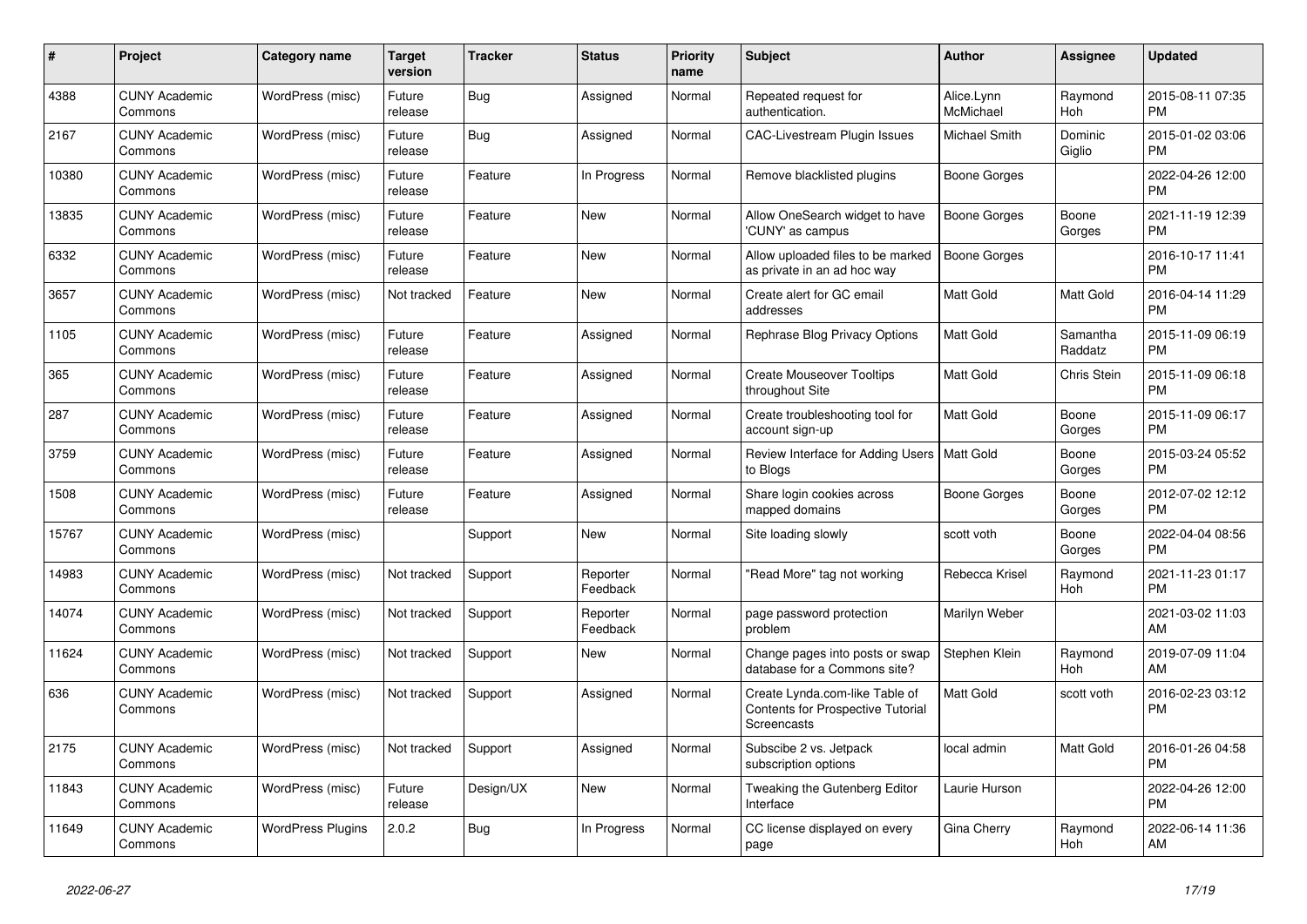| # | Project | Category name | Target version | Tracker | Status | Priority name | Subject | Author | Assignee | Updated |
|---|---|---|---|---|---|---|---|---|---|---|
| 4388 | CUNY Academic Commons | WordPress (misc) | Future release | Bug | Assigned | Normal | Repeated request for authentication. | Alice.Lynn McMichael | Raymond Hoh | 2015-08-11 07:35 PM |
| 2167 | CUNY Academic Commons | WordPress (misc) | Future release | Bug | Assigned | Normal | CAC-Livestream Plugin Issues | Michael Smith | Dominic Giglio | 2015-01-02 03:06 PM |
| 10380 | CUNY Academic Commons | WordPress (misc) | Future release | Feature | In Progress | Normal | Remove blacklisted plugins | Boone Gorges | | 2022-04-26 12:00 PM |
| 13835 | CUNY Academic Commons | WordPress (misc) | Future release | Feature | New | Normal | Allow OneSearch widget to have 'CUNY' as campus | Boone Gorges | Boone Gorges | 2021-11-19 12:39 PM |
| 6332 | CUNY Academic Commons | WordPress (misc) | Future release | Feature | New | Normal | Allow uploaded files to be marked as private in an ad hoc way | Boone Gorges | | 2016-10-17 11:41 PM |
| 3657 | CUNY Academic Commons | WordPress (misc) | Not tracked | Feature | New | Normal | Create alert for GC email addresses | Matt Gold | Matt Gold | 2016-04-14 11:29 PM |
| 1105 | CUNY Academic Commons | WordPress (misc) | Future release | Feature | Assigned | Normal | Rephrase Blog Privacy Options | Matt Gold | Samantha Raddatz | 2015-11-09 06:19 PM |
| 365 | CUNY Academic Commons | WordPress (misc) | Future release | Feature | Assigned | Normal | Create Mouseover Tooltips throughout Site | Matt Gold | Chris Stein | 2015-11-09 06:18 PM |
| 287 | CUNY Academic Commons | WordPress (misc) | Future release | Feature | Assigned | Normal | Create troubleshooting tool for account sign-up | Matt Gold | Boone Gorges | 2015-11-09 06:17 PM |
| 3759 | CUNY Academic Commons | WordPress (misc) | Future release | Feature | Assigned | Normal | Review Interface for Adding Users to Blogs | Matt Gold | Boone Gorges | 2015-03-24 05:52 PM |
| 1508 | CUNY Academic Commons | WordPress (misc) | Future release | Feature | Assigned | Normal | Share login cookies across mapped domains | Boone Gorges | Boone Gorges | 2012-07-02 12:12 PM |
| 15767 | CUNY Academic Commons | WordPress (misc) | | Support | New | Normal | Site loading slowly | scott voth | Boone Gorges | 2022-04-04 08:56 PM |
| 14983 | CUNY Academic Commons | WordPress (misc) | Not tracked | Support | Reporter Feedback | Normal | "Read More" tag not working | Rebecca Krisel | Raymond Hoh | 2021-11-23 01:17 PM |
| 14074 | CUNY Academic Commons | WordPress (misc) | Not tracked | Support | Reporter Feedback | Normal | page password protection problem | Marilyn Weber | | 2021-03-02 11:03 AM |
| 11624 | CUNY Academic Commons | WordPress (misc) | Not tracked | Support | New | Normal | Change pages into posts or swap database for a Commons site? | Stephen Klein | Raymond Hoh | 2019-07-09 11:04 AM |
| 636 | CUNY Academic Commons | WordPress (misc) | Not tracked | Support | Assigned | Normal | Create Lynda.com-like Table of Contents for Prospective Tutorial Screencasts | Matt Gold | scott voth | 2016-02-23 03:12 PM |
| 2175 | CUNY Academic Commons | WordPress (misc) | Not tracked | Support | Assigned | Normal | Subscibe 2 vs. Jetpack subscription options | local admin | Matt Gold | 2016-01-26 04:58 PM |
| 11843 | CUNY Academic Commons | WordPress (misc) | Future release | Design/UX | New | Normal | Tweaking the Gutenberg Editor Interface | Laurie Hurson | | 2022-04-26 12:00 PM |
| 11649 | CUNY Academic Commons | WordPress Plugins | 2.0.2 | Bug | In Progress | Normal | CC license displayed on every page | Gina Cherry | Raymond Hoh | 2022-06-14 11:36 AM |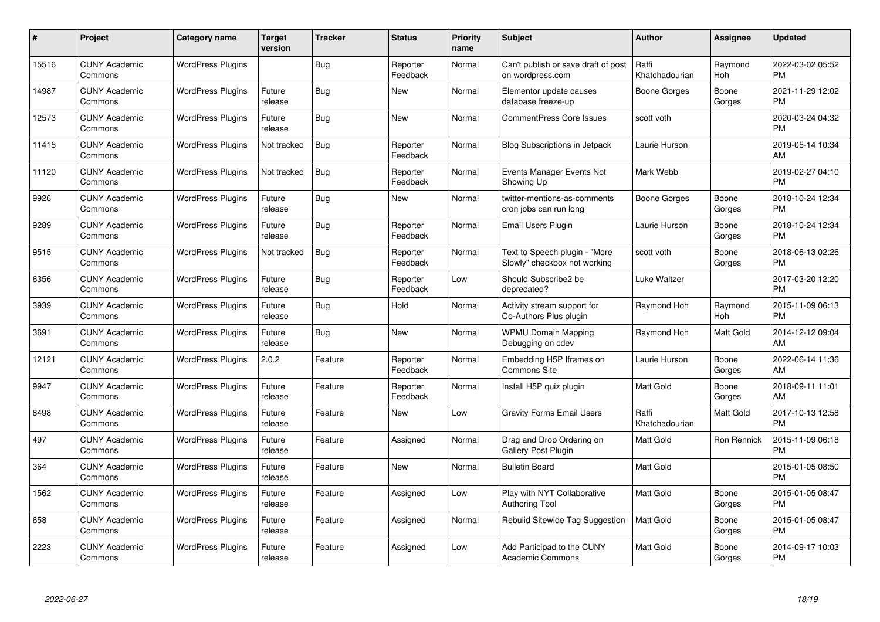| # | Project | Category name | Target version | Tracker | Status | Priority name | Subject | Author | Assignee | Updated |
|---|---|---|---|---|---|---|---|---|---|---|
| 15516 | CUNY Academic Commons | WordPress Plugins | | Bug | Reporter Feedback | Normal | Can't publish or save draft of post on wordpress.com | Raffi Khatchadourian | Raymond Hoh | 2022-03-02 05:52 PM |
| 14987 | CUNY Academic Commons | WordPress Plugins | Future release | Bug | New | Normal | Elementor update causes database freeze-up | Boone Gorges | Boone Gorges | 2021-11-29 12:02 PM |
| 12573 | CUNY Academic Commons | WordPress Plugins | Future release | Bug | New | Normal | CommentPress Core Issues | scott voth | | 2020-03-24 04:32 PM |
| 11415 | CUNY Academic Commons | WordPress Plugins | Not tracked | Bug | Reporter Feedback | Normal | Blog Subscriptions in Jetpack | Laurie Hurson | | 2019-05-14 10:34 AM |
| 11120 | CUNY Academic Commons | WordPress Plugins | Not tracked | Bug | Reporter Feedback | Normal | Events Manager Events Not Showing Up | Mark Webb | | 2019-02-27 04:10 PM |
| 9926 | CUNY Academic Commons | WordPress Plugins | Future release | Bug | New | Normal | twitter-mentions-as-comments cron jobs can run long | Boone Gorges | Boone Gorges | 2018-10-24 12:34 PM |
| 9289 | CUNY Academic Commons | WordPress Plugins | Future release | Bug | Reporter Feedback | Normal | Email Users Plugin | Laurie Hurson | Boone Gorges | 2018-10-24 12:34 PM |
| 9515 | CUNY Academic Commons | WordPress Plugins | Not tracked | Bug | Reporter Feedback | Normal | Text to Speech plugin - "More Slowly" checkbox not working | scott voth | Boone Gorges | 2018-06-13 02:26 PM |
| 6356 | CUNY Academic Commons | WordPress Plugins | Future release | Bug | Reporter Feedback | Low | Should Subscribe2 be deprecated? | Luke Waltzer | | 2017-03-20 12:20 PM |
| 3939 | CUNY Academic Commons | WordPress Plugins | Future release | Bug | Hold | Normal | Activity stream support for Co-Authors Plus plugin | Raymond Hoh | Raymond Hoh | 2015-11-09 06:13 PM |
| 3691 | CUNY Academic Commons | WordPress Plugins | Future release | Bug | New | Normal | WPMU Domain Mapping Debugging on cdev | Raymond Hoh | Matt Gold | 2014-12-12 09:04 AM |
| 12121 | CUNY Academic Commons | WordPress Plugins | 2.0.2 | Feature | Reporter Feedback | Normal | Embedding H5P Iframes on Commons Site | Laurie Hurson | Boone Gorges | 2022-06-14 11:36 AM |
| 9947 | CUNY Academic Commons | WordPress Plugins | Future release | Feature | Reporter Feedback | Normal | Install H5P quiz plugin | Matt Gold | Boone Gorges | 2018-09-11 11:01 AM |
| 8498 | CUNY Academic Commons | WordPress Plugins | Future release | Feature | New | Low | Gravity Forms Email Users | Raffi Khatchadourian | Matt Gold | 2017-10-13 12:58 PM |
| 497 | CUNY Academic Commons | WordPress Plugins | Future release | Feature | Assigned | Normal | Drag and Drop Ordering on Gallery Post Plugin | Matt Gold | Ron Rennick | 2015-11-09 06:18 PM |
| 364 | CUNY Academic Commons | WordPress Plugins | Future release | Feature | New | Normal | Bulletin Board | Matt Gold | | 2015-01-05 08:50 PM |
| 1562 | CUNY Academic Commons | WordPress Plugins | Future release | Feature | Assigned | Low | Play with NYT Collaborative Authoring Tool | Matt Gold | Boone Gorges | 2015-01-05 08:47 PM |
| 658 | CUNY Academic Commons | WordPress Plugins | Future release | Feature | Assigned | Normal | Rebulid Sitewide Tag Suggestion | Matt Gold | Boone Gorges | 2015-01-05 08:47 PM |
| 2223 | CUNY Academic Commons | WordPress Plugins | Future release | Feature | Assigned | Low | Add Participad to the CUNY Academic Commons | Matt Gold | Boone Gorges | 2014-09-17 10:03 PM |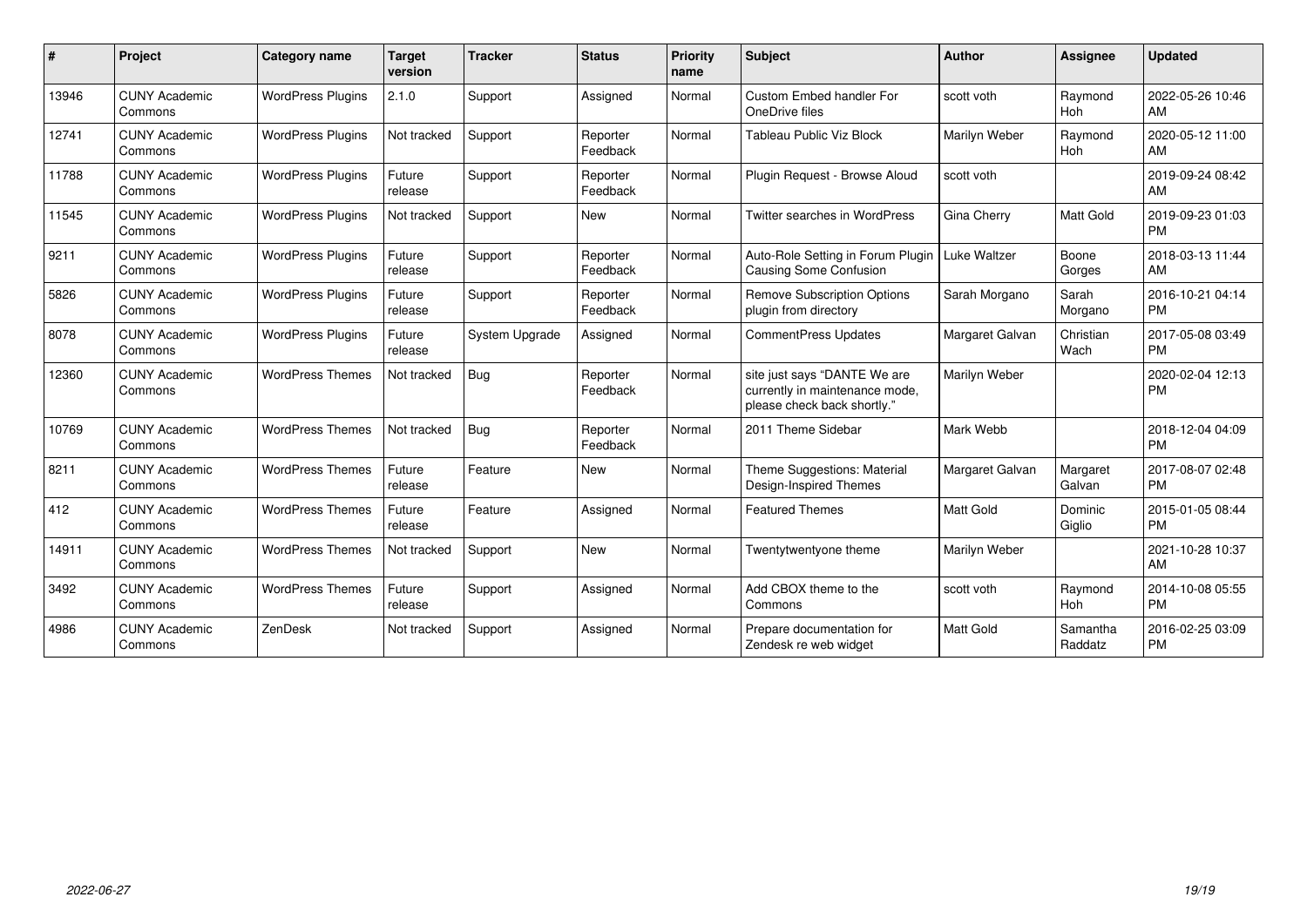| # | Project | Category name | Target version | Tracker | Status | Priority name | Subject | Author | Assignee | Updated |
|---|---|---|---|---|---|---|---|---|---|---|
| 13946 | CUNY Academic Commons | WordPress Plugins | 2.1.0 | Support | Assigned | Normal | Custom Embed handler For OneDrive files | scott voth | Raymond Hoh | 2022-05-26 10:46 AM |
| 12741 | CUNY Academic Commons | WordPress Plugins | Not tracked | Support | Reporter Feedback | Normal | Tableau Public Viz Block | Marilyn Weber | Raymond Hoh | 2020-05-12 11:00 AM |
| 11788 | CUNY Academic Commons | WordPress Plugins | Future release | Support | Reporter Feedback | Normal | Plugin Request - Browse Aloud | scott voth | | 2019-09-24 08:42 AM |
| 11545 | CUNY Academic Commons | WordPress Plugins | Not tracked | Support | New | Normal | Twitter searches in WordPress | Gina Cherry | Matt Gold | 2019-09-23 01:03 PM |
| 9211 | CUNY Academic Commons | WordPress Plugins | Future release | Support | Reporter Feedback | Normal | Auto-Role Setting in Forum Plugin Causing Some Confusion | Luke Waltzer | Boone Gorges | 2018-03-13 11:44 AM |
| 5826 | CUNY Academic Commons | WordPress Plugins | Future release | Support | Reporter Feedback | Normal | Remove Subscription Options plugin from directory | Sarah Morgano | Sarah Morgano | 2016-10-21 04:14 PM |
| 8078 | CUNY Academic Commons | WordPress Plugins | Future release | System Upgrade | Assigned | Normal | CommentPress Updates | Margaret Galvan | Christian Wach | 2017-05-08 03:49 PM |
| 12360 | CUNY Academic Commons | WordPress Themes | Not tracked | Bug | Reporter Feedback | Normal | site just says "DANTE We are currently in maintenance mode, please check back shortly." | Marilyn Weber | | 2020-02-04 12:13 PM |
| 10769 | CUNY Academic Commons | WordPress Themes | Not tracked | Bug | Reporter Feedback | Normal | 2011 Theme Sidebar | Mark Webb | | 2018-12-04 04:09 PM |
| 8211 | CUNY Academic Commons | WordPress Themes | Future release | Feature | New | Normal | Theme Suggestions: Material Design-Inspired Themes | Margaret Galvan | Margaret Galvan | 2017-08-07 02:48 PM |
| 412 | CUNY Academic Commons | WordPress Themes | Future release | Feature | Assigned | Normal | Featured Themes | Matt Gold | Dominic Giglio | 2015-01-05 08:44 PM |
| 14911 | CUNY Academic Commons | WordPress Themes | Not tracked | Support | New | Normal | Twentytwentyone theme | Marilyn Weber | | 2021-10-28 10:37 AM |
| 3492 | CUNY Academic Commons | WordPress Themes | Future release | Support | Assigned | Normal | Add CBOX theme to the Commons | scott voth | Raymond Hoh | 2014-10-08 05:55 PM |
| 4986 | CUNY Academic Commons | ZenDesk | Not tracked | Support | Assigned | Normal | Prepare documentation for Zendesk re web widget | Matt Gold | Samantha Raddatz | 2016-02-25 03:09 PM |